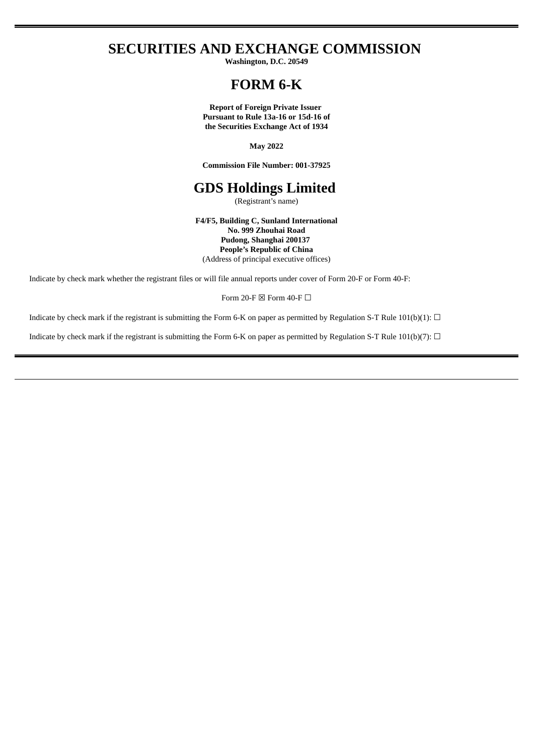# SECURITIES AND EXCHANGE COMMISSION

**Washington, D.C. 20549**

# FORM 6-K

**Report of Foreign Private Issuer**
**Pursuant to Rule 13a-16 or 15d-16 of**
**the Securities Exchange Act of 1934**

**May 2022**

**Commission File Number: 001-37925**

# GDS Holdings Limited

(Registrant's name)

**F4/F5, Building C, Sunland International**
**No. 999 Zhouhai Road**
**Pudong, Shanghai 200137**
**People's Republic of China**
(Address of principal executive offices)

Indicate by check mark whether the registrant files or will file annual reports under cover of Form 20-F or Form 40-F:

Form 20-F ☒ Form 40-F ☐

Indicate by check mark if the registrant is submitting the Form 6-K on paper as permitted by Regulation S-T Rule 101(b)(1): ☐

Indicate by check mark if the registrant is submitting the Form 6-K on paper as permitted by Regulation S-T Rule 101(b)(7): ☐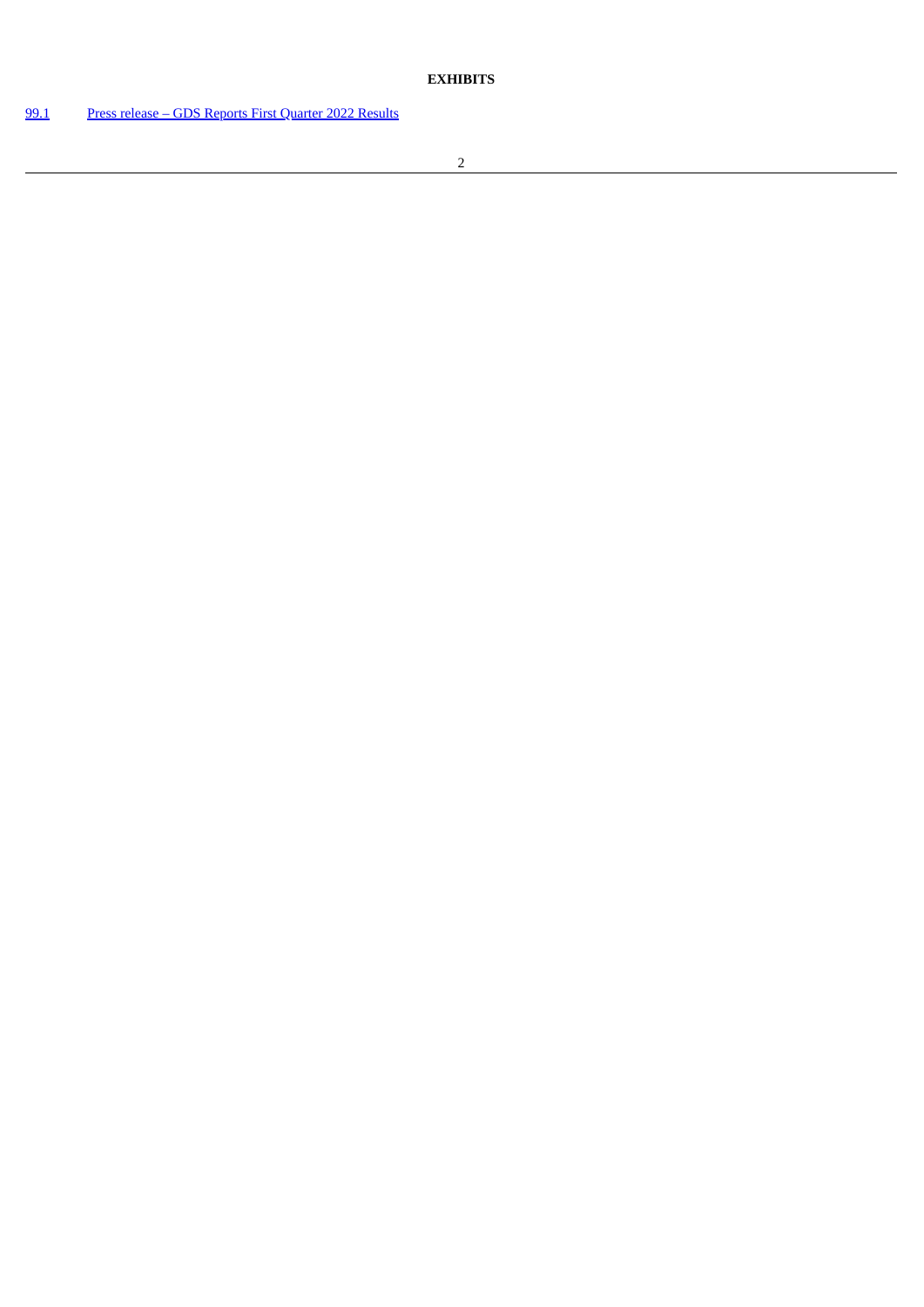**EXHIBITS**

| | |
|---|---|
| 99.1 | Press release – GDS Reports First Quarter 2022 Results |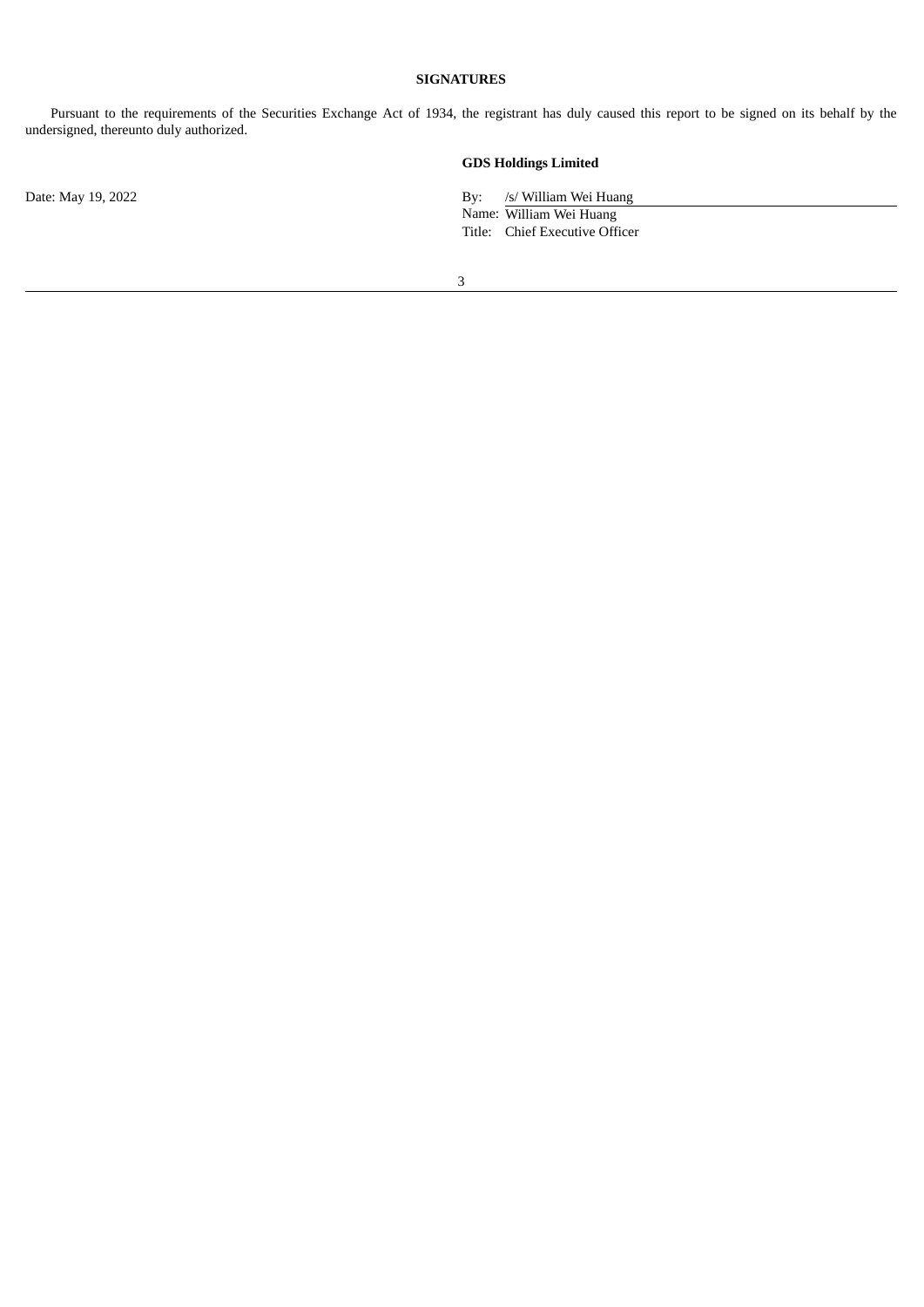## SIGNATURES

Pursuant to the requirements of the Securities Exchange Act of 1934, the registrant has duly caused this report to be signed on its behalf by the undersigned, thereunto duly authorized.

**GDS Holdings Limited**

Date: May 19, 2022

By: /s/ William Wei Huang
Name: William Wei Huang
Title: Chief Executive Officer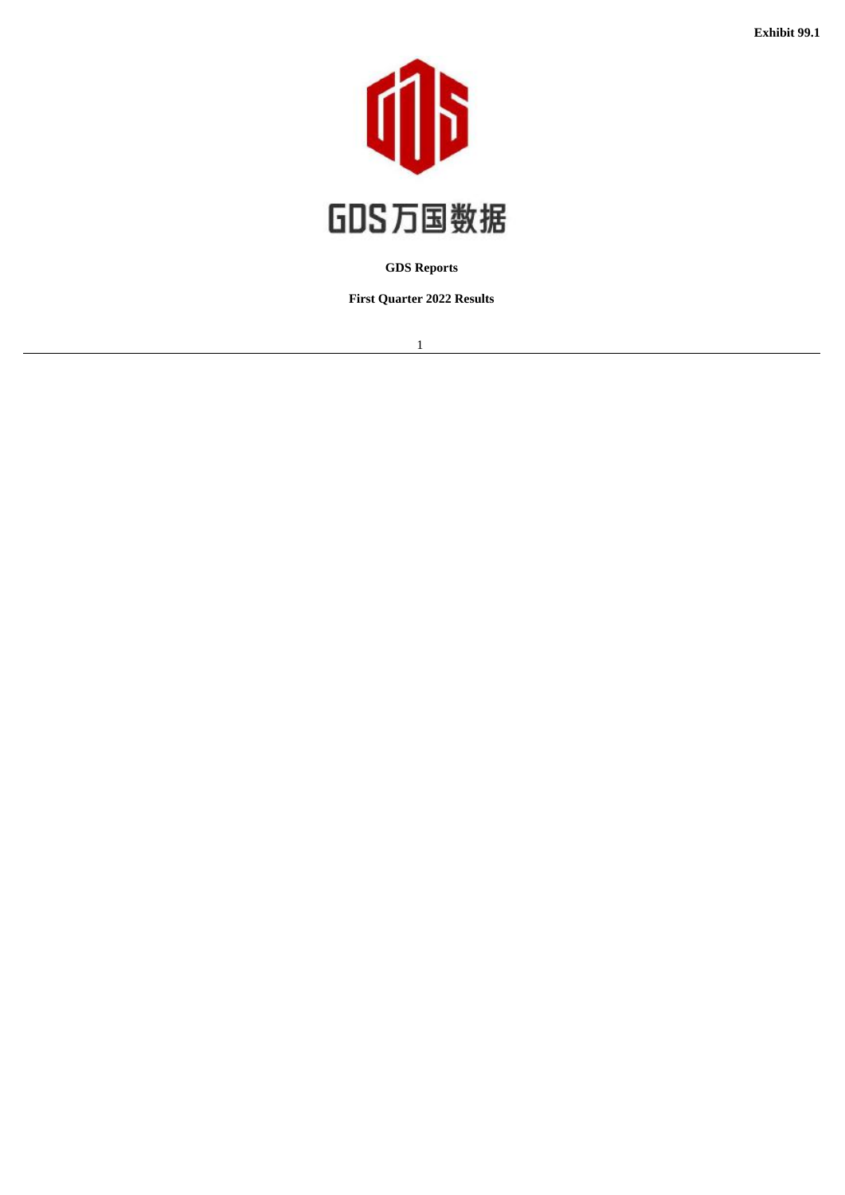Exhibit 99.1

GDS万国数据

**GDS Reports**

**First Quarter 2022 Results**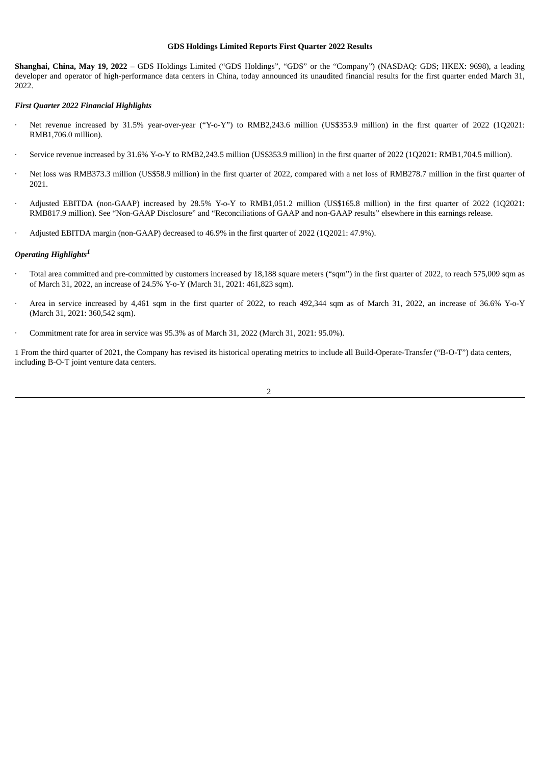**GDS Holdings Limited Reports First Quarter 2022 Results**

**Shanghai, China, May 19, 2022** – GDS Holdings Limited ("GDS Holdings", "GDS" or the "Company") (NASDAQ: GDS; HKEX: 9698), a leading developer and operator of high-performance data centers in China, today announced its unaudited financial results for the first quarter ended March 31, 2022.

***First Quarter 2022 Financial Highlights***

- Net revenue increased by 31.5% year-over-year ("Y-o-Y") to RMB2,243.6 million (US$353.9 million) in the first quarter of 2022 (1Q2021: RMB1,706.0 million).
- Service revenue increased by 31.6% Y-o-Y to RMB2,243.5 million (US$353.9 million) in the first quarter of 2022 (1Q2021: RMB1,704.5 million).
- Net loss was RMB373.3 million (US$58.9 million) in the first quarter of 2022, compared with a net loss of RMB278.7 million in the first quarter of 2021.
- Adjusted EBITDA (non-GAAP) increased by 28.5% Y-o-Y to RMB1,051.2 million (US$165.8 million) in the first quarter of 2022 (1Q2021: RMB817.9 million). See "Non-GAAP Disclosure" and "Reconciliations of GAAP and non-GAAP results" elsewhere in this earnings release.
- Adjusted EBITDA margin (non-GAAP) decreased to 46.9% in the first quarter of 2022 (1Q2021: 47.9%).

***Operating Highlights[1]***

- Total area committed and pre-committed by customers increased by 18,188 square meters ("sqm") in the first quarter of 2022, to reach 575,009 sqm as of March 31, 2022, an increase of 24.5% Y-o-Y (March 31, 2021: 461,823 sqm).
- Area in service increased by 4,461 sqm in the first quarter of 2022, to reach 492,344 sqm as of March 31, 2022, an increase of 36.6% Y-o-Y (March 31, 2021: 360,542 sqm).
- Commitment rate for area in service was 95.3% as of March 31, 2022 (March 31, 2021: 95.0%).

1 From the third quarter of 2021, the Company has revised its historical operating metrics to include all Build-Operate-Transfer ("B-O-T") data centers, including B-O-T joint venture data centers.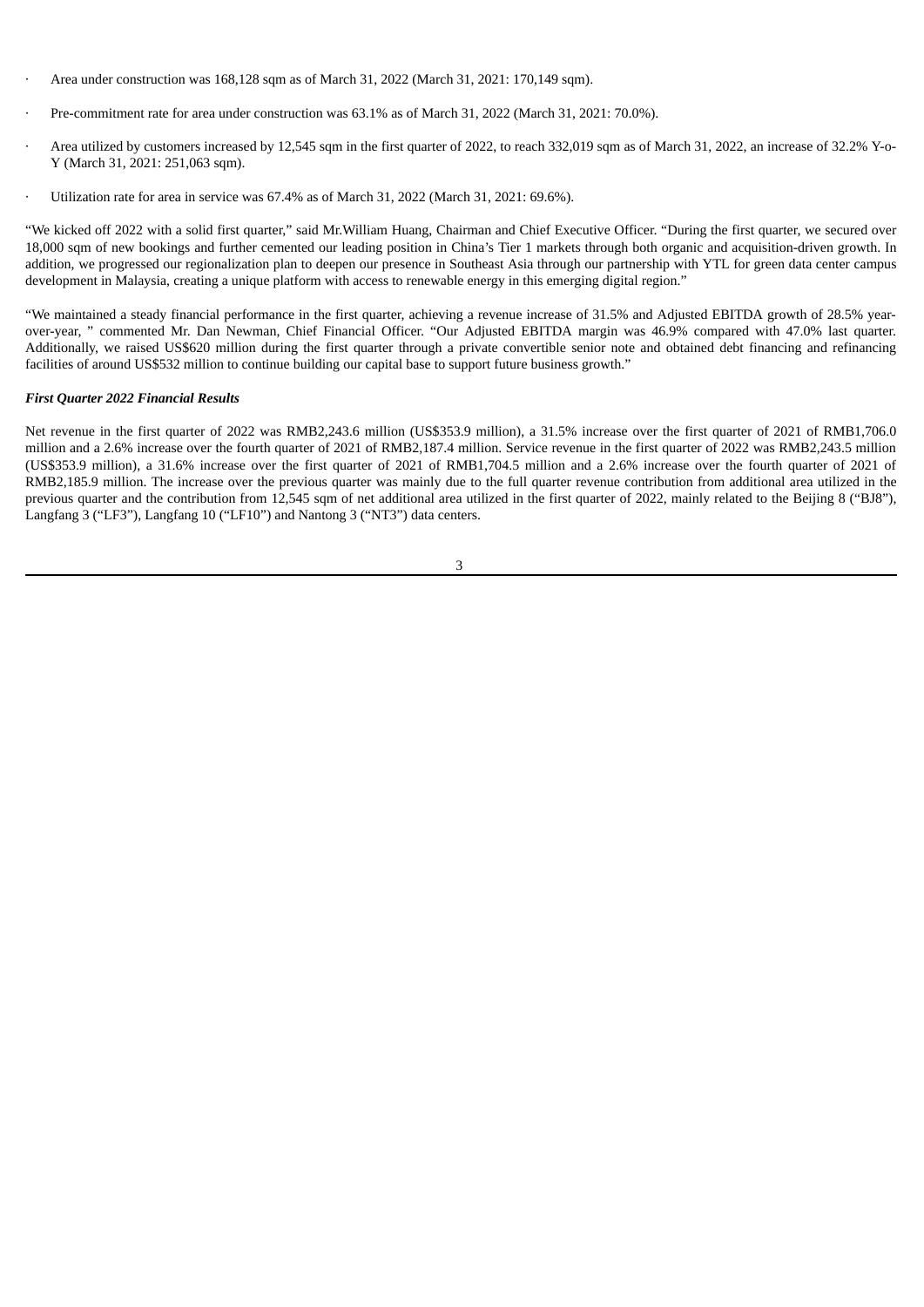- Area under construction was 168,128 sqm as of March 31, 2022 (March 31, 2021: 170,149 sqm).
- Pre-commitment rate for area under construction was 63.1% as of March 31, 2022 (March 31, 2021: 70.0%).
- Area utilized by customers increased by 12,545 sqm in the first quarter of 2022, to reach 332,019 sqm as of March 31, 2022, an increase of 32.2% Y-o-Y (March 31, 2021: 251,063 sqm).
- Utilization rate for area in service was 67.4% as of March 31, 2022 (March 31, 2021: 69.6%).

"We kicked off 2022 with a solid first quarter," said Mr.William Huang, Chairman and Chief Executive Officer. "During the first quarter, we secured over 18,000 sqm of new bookings and further cemented our leading position in China's Tier 1 markets through both organic and acquisition-driven growth. In addition, we progressed our regionalization plan to deepen our presence in Southeast Asia through our partnership with YTL for green data center campus development in Malaysia, creating a unique platform with access to renewable energy in this emerging digital region."

"We maintained a steady financial performance in the first quarter, achieving a revenue increase of 31.5% and Adjusted EBITDA growth of 28.5% year-over-year, " commented Mr. Dan Newman, Chief Financial Officer. "Our Adjusted EBITDA margin was 46.9% compared with 47.0% last quarter. Additionally, we raised US$620 million during the first quarter through a private convertible senior note and obtained debt financing and refinancing facilities of around US$532 million to continue building our capital base to support future business growth."

***First Quarter 2022 Financial Results***

Net revenue in the first quarter of 2022 was RMB2,243.6 million (US$353.9 million), a 31.5% increase over the first quarter of 2021 of RMB1,706.0 million and a 2.6% increase over the fourth quarter of 2021 of RMB2,187.4 million. Service revenue in the first quarter of 2022 was RMB2,243.5 million (US$353.9 million), a 31.6% increase over the first quarter of 2021 of RMB1,704.5 million and a 2.6% increase over the fourth quarter of 2021 of RMB2,185.9 million. The increase over the previous quarter was mainly due to the full quarter revenue contribution from additional area utilized in the previous quarter and the contribution from 12,545 sqm of net additional area utilized in the first quarter of 2022, mainly related to the Beijing 8 ("BJ8"), Langfang 3 ("LF3"), Langfang 10 ("LF10") and Nantong 3 ("NT3") data centers.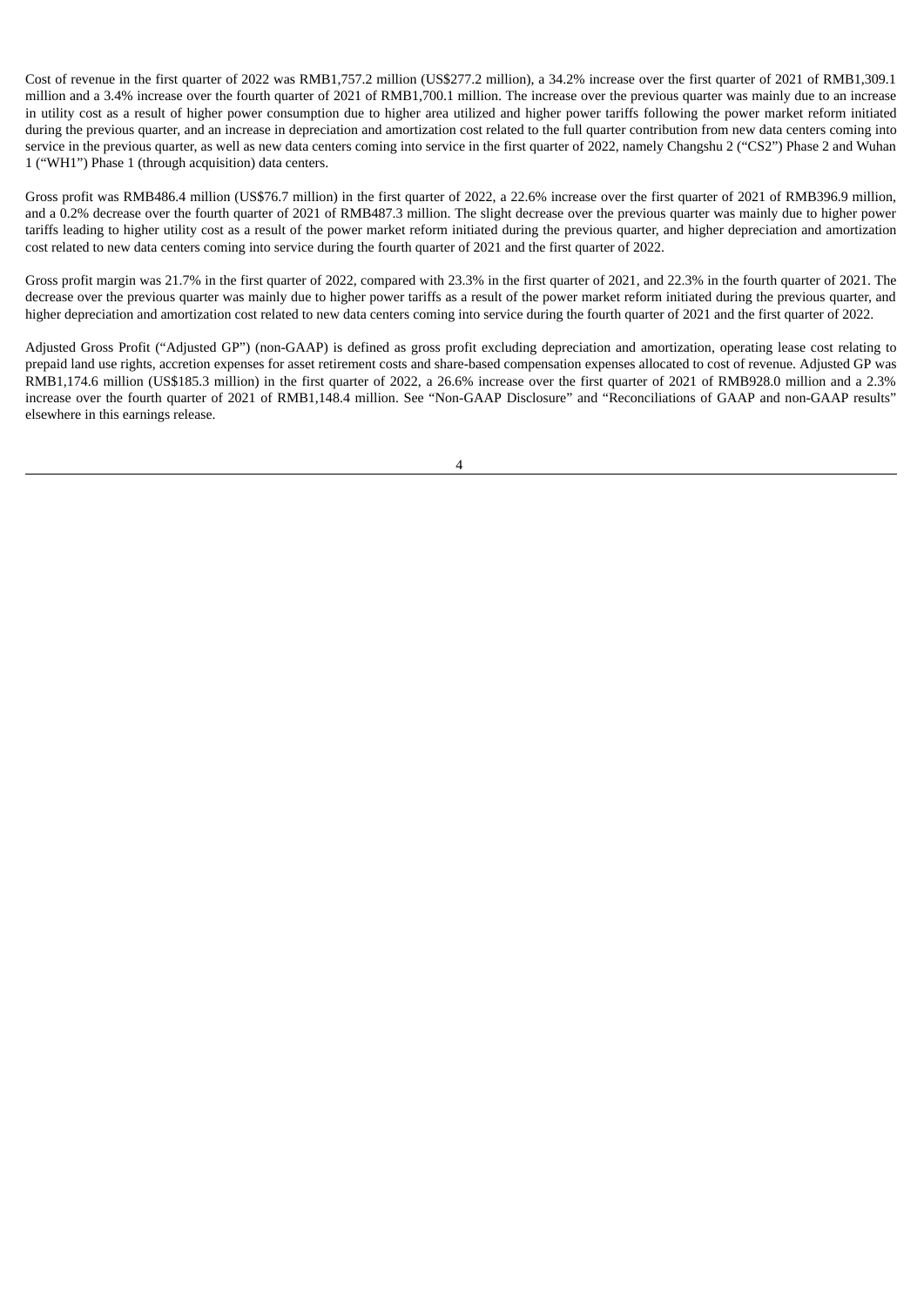Cost of revenue in the first quarter of 2022 was RMB1,757.2 million (US$277.2 million), a 34.2% increase over the first quarter of 2021 of RMB1,309.1 million and a 3.4% increase over the fourth quarter of 2021 of RMB1,700.1 million. The increase over the previous quarter was mainly due to an increase in utility cost as a result of higher power consumption due to higher area utilized and higher power tariffs following the power market reform initiated during the previous quarter, and an increase in depreciation and amortization cost related to the full quarter contribution from new data centers coming into service in the previous quarter, as well as new data centers coming into service in the first quarter of 2022, namely Changshu 2 ("CS2") Phase 2 and Wuhan 1 ("WH1") Phase 1 (through acquisition) data centers.

Gross profit was RMB486.4 million (US$76.7 million) in the first quarter of 2022, a 22.6% increase over the first quarter of 2021 of RMB396.9 million, and a 0.2% decrease over the fourth quarter of 2021 of RMB487.3 million. The slight decrease over the previous quarter was mainly due to higher power tariffs leading to higher utility cost as a result of the power market reform initiated during the previous quarter, and higher depreciation and amortization cost related to new data centers coming into service during the fourth quarter of 2021 and the first quarter of 2022.

Gross profit margin was 21.7% in the first quarter of 2022, compared with 23.3% in the first quarter of 2021, and 22.3% in the fourth quarter of 2021. The decrease over the previous quarter was mainly due to higher power tariffs as a result of the power market reform initiated during the previous quarter, and higher depreciation and amortization cost related to new data centers coming into service during the fourth quarter of 2021 and the first quarter of 2022.

Adjusted Gross Profit ("Adjusted GP") (non-GAAP) is defined as gross profit excluding depreciation and amortization, operating lease cost relating to prepaid land use rights, accretion expenses for asset retirement costs and share-based compensation expenses allocated to cost of revenue. Adjusted GP was RMB1,174.6 million (US$185.3 million) in the first quarter of 2022, a 26.6% increase over the first quarter of 2021 of RMB928.0 million and a 2.3% increase over the fourth quarter of 2021 of RMB1,148.4 million. See "Non-GAAP Disclosure" and "Reconciliations of GAAP and non-GAAP results" elsewhere in this earnings release.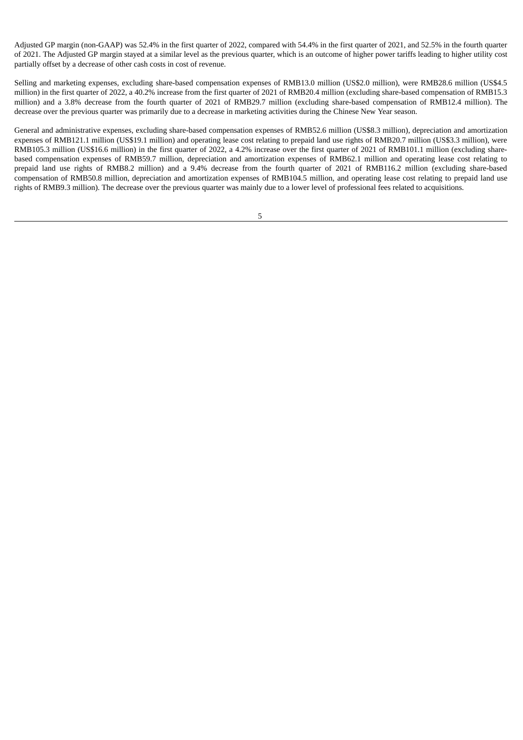Adjusted GP margin (non-GAAP) was 52.4% in the first quarter of 2022, compared with 54.4% in the first quarter of 2021, and 52.5% in the fourth quarter of 2021. The Adjusted GP margin stayed at a similar level as the previous quarter, which is an outcome of higher power tariffs leading to higher utility cost partially offset by a decrease of other cash costs in cost of revenue.

Selling and marketing expenses, excluding share-based compensation expenses of RMB13.0 million (US$2.0 million), were RMB28.6 million (US$4.5 million) in the first quarter of 2022, a 40.2% increase from the first quarter of 2021 of RMB20.4 million (excluding share-based compensation of RMB15.3 million) and a 3.8% decrease from the fourth quarter of 2021 of RMB29.7 million (excluding share-based compensation of RMB12.4 million). The decrease over the previous quarter was primarily due to a decrease in marketing activities during the Chinese New Year season.

General and administrative expenses, excluding share-based compensation expenses of RMB52.6 million (US$8.3 million), depreciation and amortization expenses of RMB121.1 million (US$19.1 million) and operating lease cost relating to prepaid land use rights of RMB20.7 million (US$3.3 million), were RMB105.3 million (US$16.6 million) in the first quarter of 2022, a 4.2% increase over the first quarter of 2021 of RMB101.1 million (excluding share-based compensation expenses of RMB59.7 million, depreciation and amortization expenses of RMB62.1 million and operating lease cost relating to prepaid land use rights of RMB8.2 million) and a 9.4% decrease from the fourth quarter of 2021 of RMB116.2 million (excluding share-based compensation of RMB50.8 million, depreciation and amortization expenses of RMB104.5 million, and operating lease cost relating to prepaid land use rights of RMB9.3 million). The decrease over the previous quarter was mainly due to a lower level of professional fees related to acquisitions.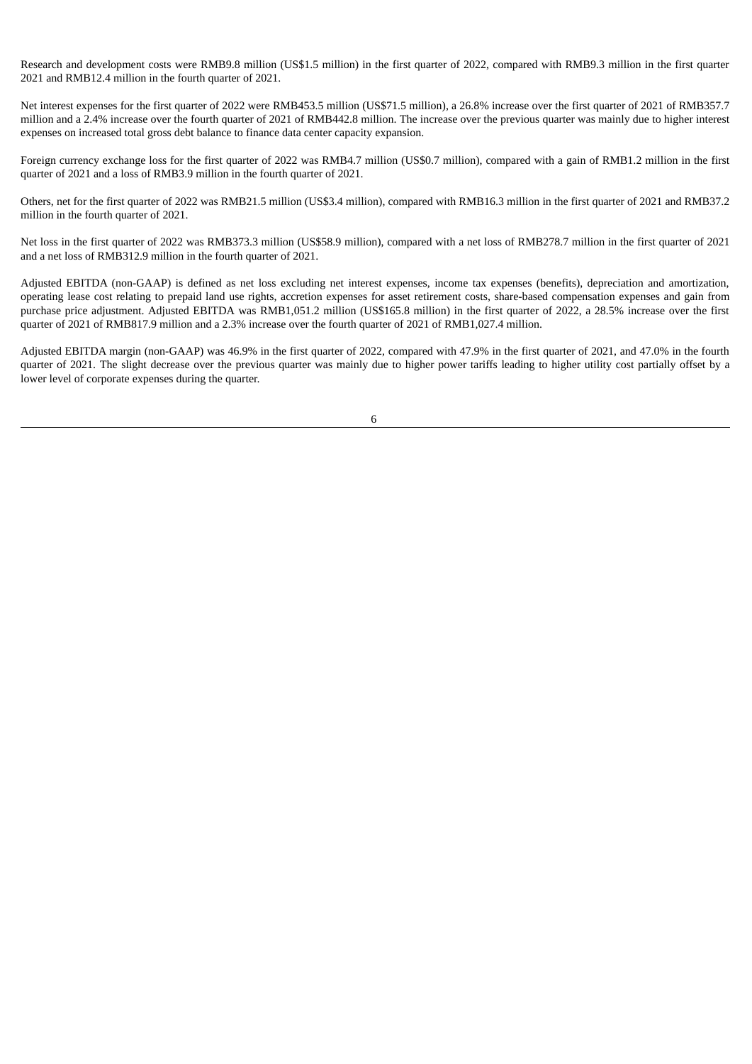Research and development costs were RMB9.8 million (US$1.5 million) in the first quarter of 2022, compared with RMB9.3 million in the first quarter 2021 and RMB12.4 million in the fourth quarter of 2021.

Net interest expenses for the first quarter of 2022 were RMB453.5 million (US$71.5 million), a 26.8% increase over the first quarter of 2021 of RMB357.7 million and a 2.4% increase over the fourth quarter of 2021 of RMB442.8 million. The increase over the previous quarter was mainly due to higher interest expenses on increased total gross debt balance to finance data center capacity expansion.

Foreign currency exchange loss for the first quarter of 2022 was RMB4.7 million (US$0.7 million), compared with a gain of RMB1.2 million in the first quarter of 2021 and a loss of RMB3.9 million in the fourth quarter of 2021.

Others, net for the first quarter of 2022 was RMB21.5 million (US$3.4 million), compared with RMB16.3 million in the first quarter of 2021 and RMB37.2 million in the fourth quarter of 2021.

Net loss in the first quarter of 2022 was RMB373.3 million (US$58.9 million), compared with a net loss of RMB278.7 million in the first quarter of 2021 and a net loss of RMB312.9 million in the fourth quarter of 2021.

Adjusted EBITDA (non-GAAP) is defined as net loss excluding net interest expenses, income tax expenses (benefits), depreciation and amortization, operating lease cost relating to prepaid land use rights, accretion expenses for asset retirement costs, share-based compensation expenses and gain from purchase price adjustment. Adjusted EBITDA was RMB1,051.2 million (US$165.8 million) in the first quarter of 2022, a 28.5% increase over the first quarter of 2021 of RMB817.9 million and a 2.3% increase over the fourth quarter of 2021 of RMB1,027.4 million.

Adjusted EBITDA margin (non-GAAP) was 46.9% in the first quarter of 2022, compared with 47.9% in the first quarter of 2021, and 47.0% in the fourth quarter of 2021. The slight decrease over the previous quarter was mainly due to higher power tariffs leading to higher utility cost partially offset by a lower level of corporate expenses during the quarter.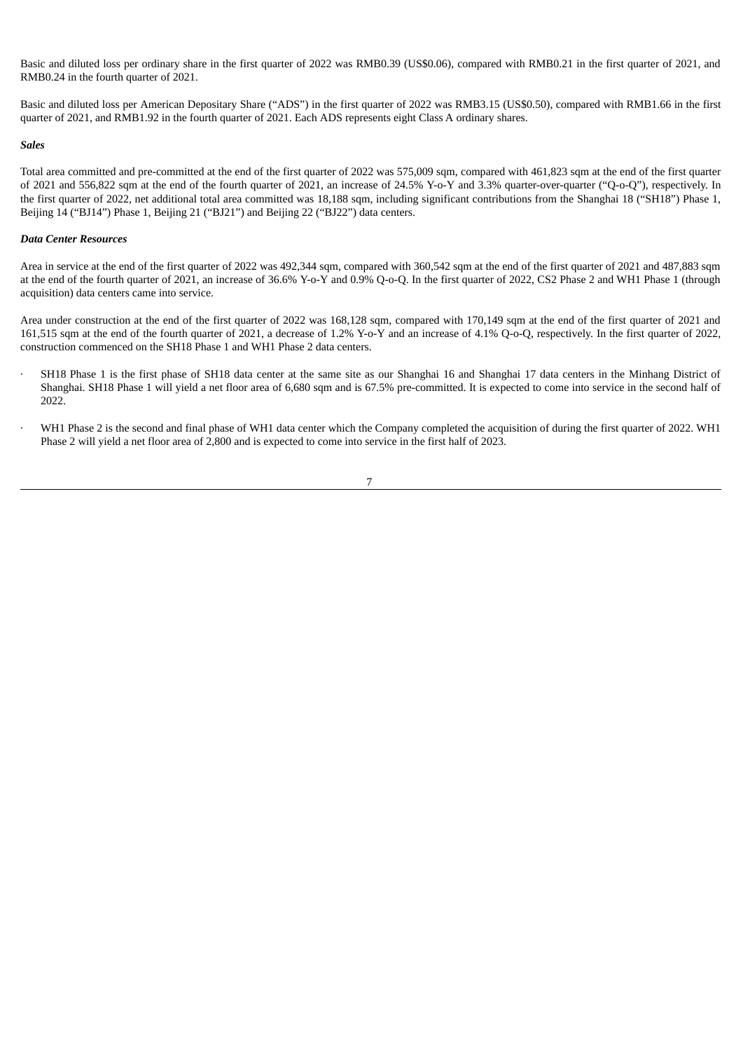Basic and diluted loss per ordinary share in the first quarter of 2022 was RMB0.39 (US$0.06), compared with RMB0.21 in the first quarter of 2021, and RMB0.24 in the fourth quarter of 2021.

Basic and diluted loss per American Depositary Share ("ADS") in the first quarter of 2022 was RMB3.15 (US$0.50), compared with RMB1.66 in the first quarter of 2021, and RMB1.92 in the fourth quarter of 2021. Each ADS represents eight Class A ordinary shares.

***Sales***

Total area committed and pre-committed at the end of the first quarter of 2022 was 575,009 sqm, compared with 461,823 sqm at the end of the first quarter of 2021 and 556,822 sqm at the end of the fourth quarter of 2021, an increase of 24.5% Y-o-Y and 3.3% quarter-over-quarter ("Q-o-Q"), respectively. In the first quarter of 2022, net additional total area committed was 18,188 sqm, including significant contributions from the Shanghai 18 ("SH18") Phase 1, Beijing 14 ("BJ14") Phase 1, Beijing 21 ("BJ21") and Beijing 22 ("BJ22") data centers.

***Data Center Resources***

Area in service at the end of the first quarter of 2022 was 492,344 sqm, compared with 360,542 sqm at the end of the first quarter of 2021 and 487,883 sqm at the end of the fourth quarter of 2021, an increase of 36.6% Y-o-Y and 0.9% Q-o-Q. In the first quarter of 2022, CS2 Phase 2 and WH1 Phase 1 (through acquisition) data centers came into service.

Area under construction at the end of the first quarter of 2022 was 168,128 sqm, compared with 170,149 sqm at the end of the first quarter of 2021 and 161,515 sqm at the end of the fourth quarter of 2021, a decrease of 1.2% Y-o-Y and an increase of 4.1% Q-o-Q, respectively. In the first quarter of 2022, construction commenced on the SH18 Phase 1 and WH1 Phase 2 data centers.

- SH18 Phase 1 is the first phase of SH18 data center at the same site as our Shanghai 16 and Shanghai 17 data centers in the Minhang District of Shanghai. SH18 Phase 1 will yield a net floor area of 6,680 sqm and is 67.5% pre-committed. It is expected to come into service in the second half of 2022.

- WH1 Phase 2 is the second and final phase of WH1 data center which the Company completed the acquisition of during the first quarter of 2022. WH1 Phase 2 will yield a net floor area of 2,800 and is expected to come into service in the first half of 2023.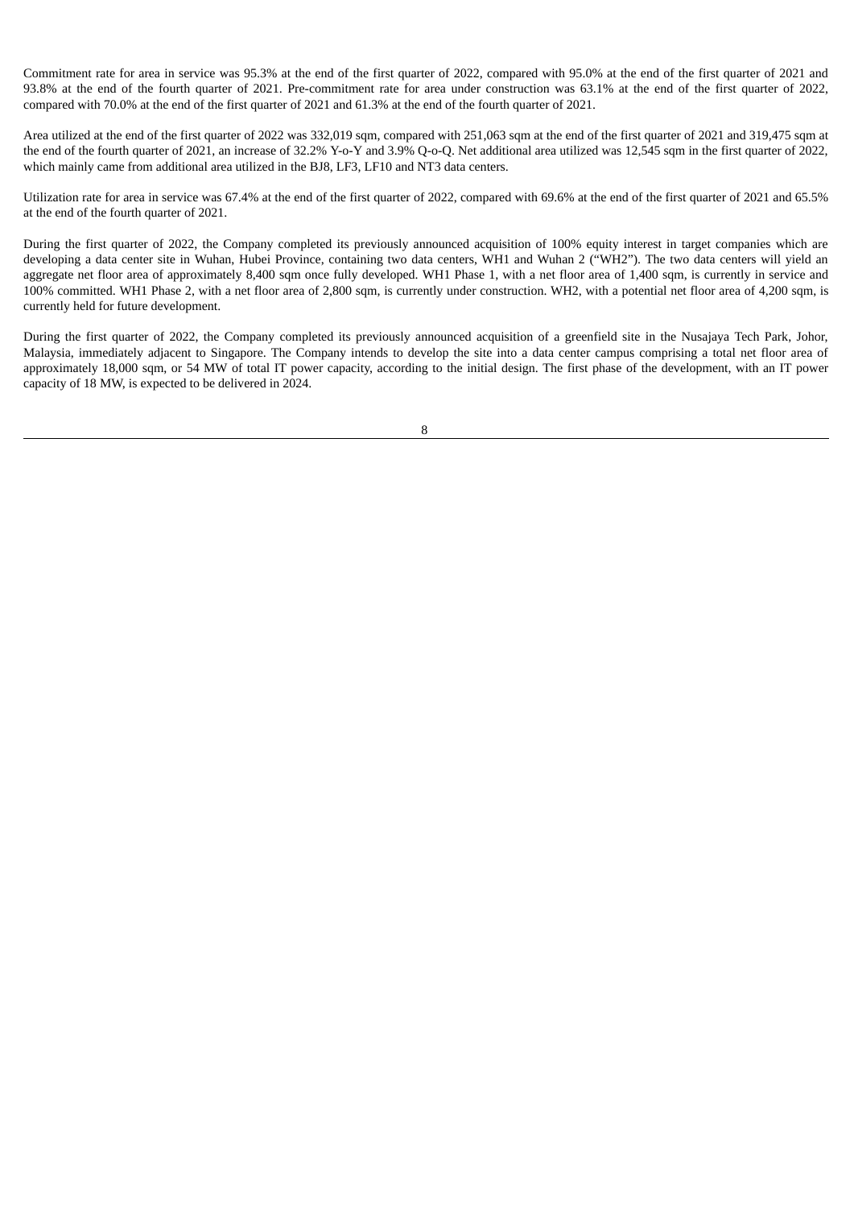Commitment rate for area in service was 95.3% at the end of the first quarter of 2022, compared with 95.0% at the end of the first quarter of 2021 and 93.8% at the end of the fourth quarter of 2021. Pre-commitment rate for area under construction was 63.1% at the end of the first quarter of 2022, compared with 70.0% at the end of the first quarter of 2021 and 61.3% at the end of the fourth quarter of 2021.

Area utilized at the end of the first quarter of 2022 was 332,019 sqm, compared with 251,063 sqm at the end of the first quarter of 2021 and 319,475 sqm at the end of the fourth quarter of 2021, an increase of 32.2% Y-o-Y and 3.9% Q-o-Q. Net additional area utilized was 12,545 sqm in the first quarter of 2022, which mainly came from additional area utilized in the BJ8, LF3, LF10 and NT3 data centers.

Utilization rate for area in service was 67.4% at the end of the first quarter of 2022, compared with 69.6% at the end of the first quarter of 2021 and 65.5% at the end of the fourth quarter of 2021.

During the first quarter of 2022, the Company completed its previously announced acquisition of 100% equity interest in target companies which are developing a data center site in Wuhan, Hubei Province, containing two data centers, WH1 and Wuhan 2 ("WH2"). The two data centers will yield an aggregate net floor area of approximately 8,400 sqm once fully developed. WH1 Phase 1, with a net floor area of 1,400 sqm, is currently in service and 100% committed. WH1 Phase 2, with a net floor area of 2,800 sqm, is currently under construction. WH2, with a potential net floor area of 4,200 sqm, is currently held for future development.

During the first quarter of 2022, the Company completed its previously announced acquisition of a greenfield site in the Nusajaya Tech Park, Johor, Malaysia, immediately adjacent to Singapore. The Company intends to develop the site into a data center campus comprising a total net floor area of approximately 18,000 sqm, or 54 MW of total IT power capacity, according to the initial design. The first phase of the development, with an IT power capacity of 18 MW, is expected to be delivered in 2024.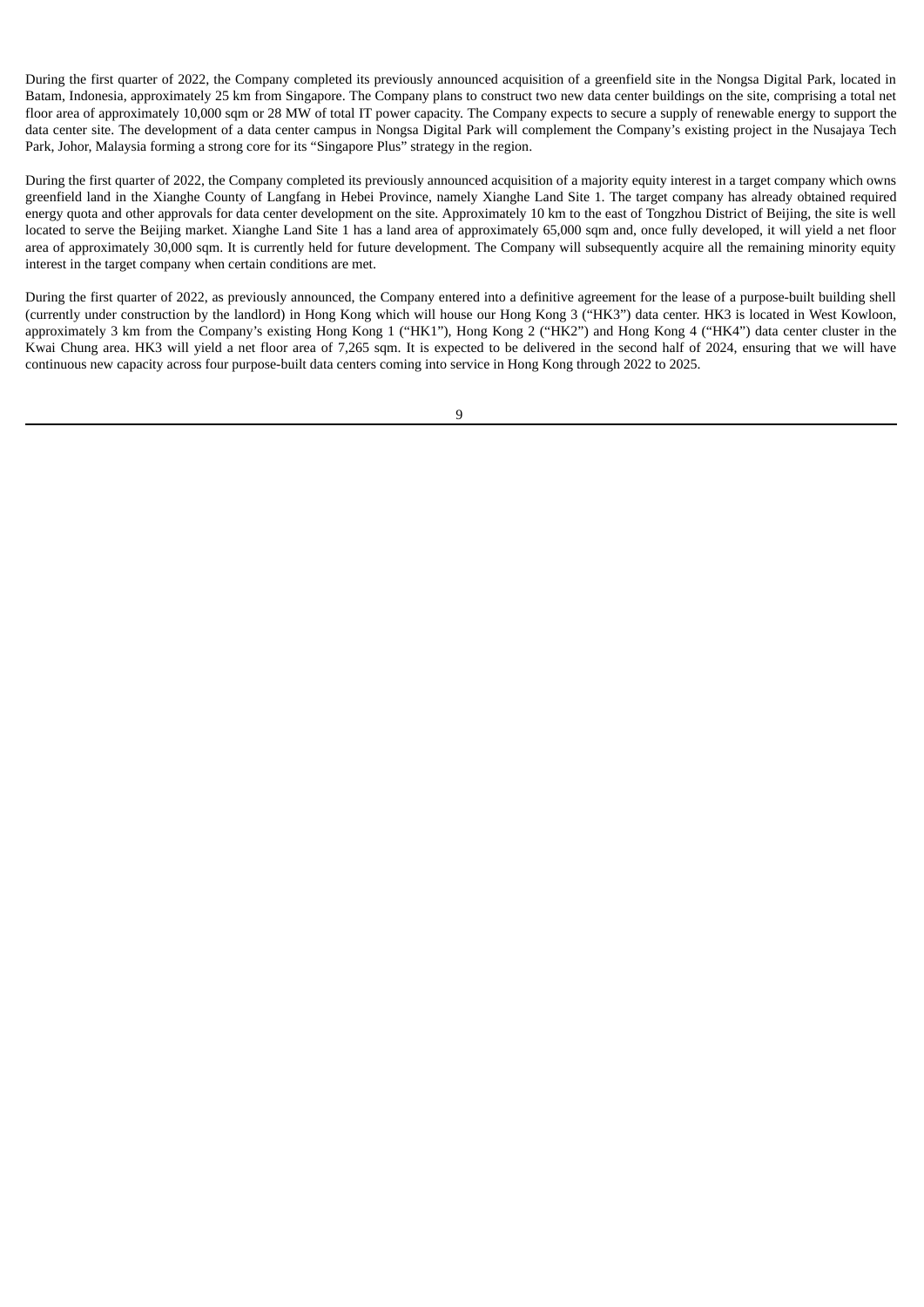During the first quarter of 2022, the Company completed its previously announced acquisition of a greenfield site in the Nongsa Digital Park, located in Batam, Indonesia, approximately 25 km from Singapore. The Company plans to construct two new data center buildings on the site, comprising a total net floor area of approximately 10,000 sqm or 28 MW of total IT power capacity. The Company expects to secure a supply of renewable energy to support the data center site. The development of a data center campus in Nongsa Digital Park will complement the Company's existing project in the Nusajaya Tech Park, Johor, Malaysia forming a strong core for its "Singapore Plus" strategy in the region.

During the first quarter of 2022, the Company completed its previously announced acquisition of a majority equity interest in a target company which owns greenfield land in the Xianghe County of Langfang in Hebei Province, namely Xianghe Land Site 1. The target company has already obtained required energy quota and other approvals for data center development on the site. Approximately 10 km to the east of Tongzhou District of Beijing, the site is well located to serve the Beijing market. Xianghe Land Site 1 has a land area of approximately 65,000 sqm and, once fully developed, it will yield a net floor area of approximately 30,000 sqm. It is currently held for future development. The Company will subsequently acquire all the remaining minority equity interest in the target company when certain conditions are met.

During the first quarter of 2022, as previously announced, the Company entered into a definitive agreement for the lease of a purpose-built building shell (currently under construction by the landlord) in Hong Kong which will house our Hong Kong 3 ("HK3") data center. HK3 is located in West Kowloon, approximately 3 km from the Company's existing Hong Kong 1 ("HK1"), Hong Kong 2 ("HK2") and Hong Kong 4 ("HK4") data center cluster in the Kwai Chung area. HK3 will yield a net floor area of 7,265 sqm. It is expected to be delivered in the second half of 2024, ensuring that we will have continuous new capacity across four purpose-built data centers coming into service in Hong Kong through 2022 to 2025.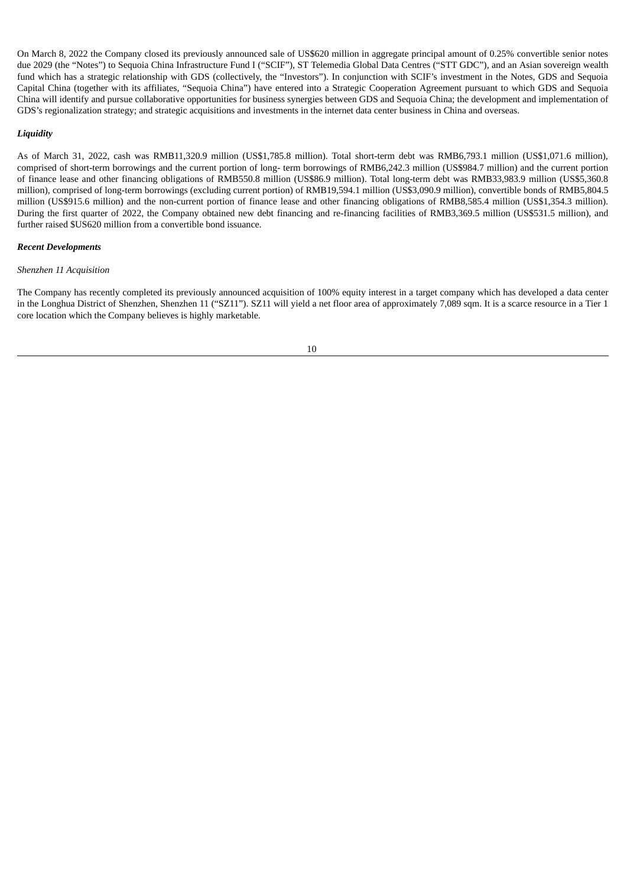On March 8, 2022 the Company closed its previously announced sale of US$620 million in aggregate principal amount of 0.25% convertible senior notes due 2029 (the "Notes") to Sequoia China Infrastructure Fund I ("SCIF"), ST Telemedia Global Data Centres ("STT GDC"), and an Asian sovereign wealth fund which has a strategic relationship with GDS (collectively, the "Investors"). In conjunction with SCIF's investment in the Notes, GDS and Sequoia Capital China (together with its affiliates, "Sequoia China") have entered into a Strategic Cooperation Agreement pursuant to which GDS and Sequoia China will identify and pursue collaborative opportunities for business synergies between GDS and Sequoia China; the development and implementation of GDS's regionalization strategy; and strategic acquisitions and investments in the internet data center business in China and overseas.

***Liquidity***

As of March 31, 2022, cash was RMB11,320.9 million (US$1,785.8 million). Total short-term debt was RMB6,793.1 million (US$1,071.6 million), comprised of short-term borrowings and the current portion of long- term borrowings of RMB6,242.3 million (US$984.7 million) and the current portion of finance lease and other financing obligations of RMB550.8 million (US$86.9 million). Total long-term debt was RMB33,983.9 million (US$5,360.8 million), comprised of long-term borrowings (excluding current portion) of RMB19,594.1 million (US$3,090.9 million), convertible bonds of RMB5,804.5 million (US$915.6 million) and the non-current portion of finance lease and other financing obligations of RMB8,585.4 million (US$1,354.3 million). During the first quarter of 2022, the Company obtained new debt financing and re-financing facilities of RMB3,369.5 million (US$531.5 million), and further raised $US620 million from a convertible bond issuance.

***Recent Developments***

*Shenzhen 11 Acquisition*

The Company has recently completed its previously announced acquisition of 100% equity interest in a target company which has developed a data center in the Longhua District of Shenzhen, Shenzhen 11 ("SZ11"). SZ11 will yield a net floor area of approximately 7,089 sqm. It is a scarce resource in a Tier 1 core location which the Company believes is highly marketable.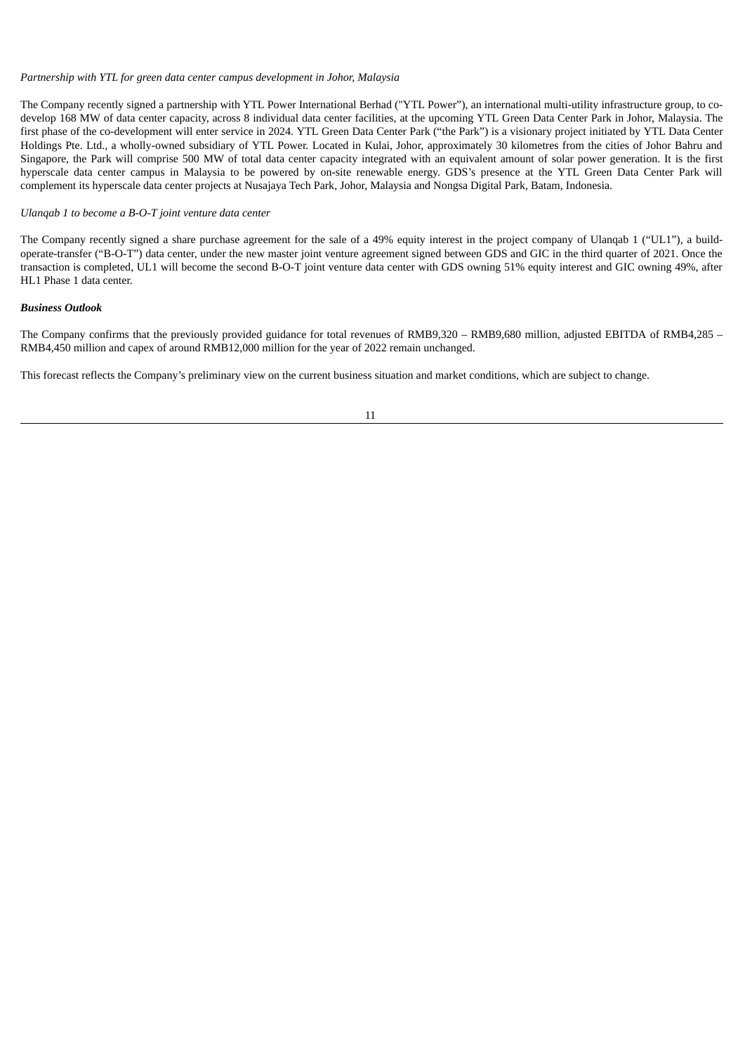*Partnership with YTL for green data center campus development in Johor, Malaysia*

The Company recently signed a partnership with YTL Power International Berhad ("YTL Power"), an international multi-utility infrastructure group, to co-develop 168 MW of data center capacity, across 8 individual data center facilities, at the upcoming YTL Green Data Center Park in Johor, Malaysia. The first phase of the co-development will enter service in 2024. YTL Green Data Center Park ("the Park") is a visionary project initiated by YTL Data Center Holdings Pte. Ltd., a wholly-owned subsidiary of YTL Power. Located in Kulai, Johor, approximately 30 kilometres from the cities of Johor Bahru and Singapore, the Park will comprise 500 MW of total data center capacity integrated with an equivalent amount of solar power generation. It is the first hyperscale data center campus in Malaysia to be powered by on-site renewable energy. GDS's presence at the YTL Green Data Center Park will complement its hyperscale data center projects at Nusajaya Tech Park, Johor, Malaysia and Nongsa Digital Park, Batam, Indonesia.

*Ulanqab 1 to become a B-O-T joint venture data center*

The Company recently signed a share purchase agreement for the sale of a 49% equity interest in the project company of Ulanqab 1 ("UL1"), a build-operate-transfer ("B-O-T") data center, under the new master joint venture agreement signed between GDS and GIC in the third quarter of 2021. Once the transaction is completed, UL1 will become the second B-O-T joint venture data center with GDS owning 51% equity interest and GIC owning 49%, after HL1 Phase 1 data center.

***Business Outlook***

The Company confirms that the previously provided guidance for total revenues of RMB9,320 – RMB9,680 million, adjusted EBITDA of RMB4,285 – RMB4,450 million and capex of around RMB12,000 million for the year of 2022 remain unchanged.

This forecast reflects the Company's preliminary view on the current business situation and market conditions, which are subject to change.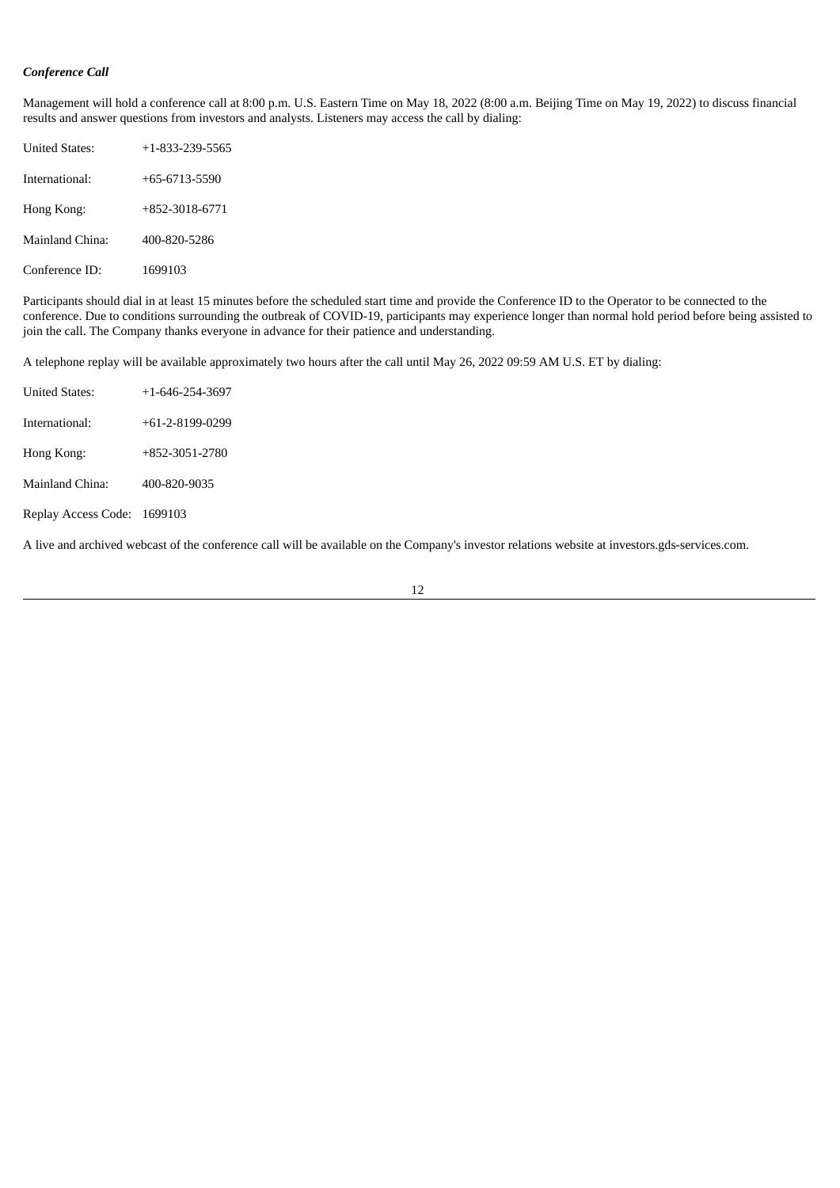***Conference Call***

Management will hold a conference call at 8:00 p.m. U.S. Eastern Time on May 18, 2022 (8:00 a.m. Beijing Time on May 19, 2022) to discuss financial results and answer questions from investors and analysts. Listeners may access the call by dialing:

| | |
|---|---|
| United States: | +1-833-239-5565 |
| International: | +65-6713-5590 |
| Hong Kong: | +852-3018-6771 |
| Mainland China: | 400-820-5286 |
| Conference ID: | 1699103 |

Participants should dial in at least 15 minutes before the scheduled start time and provide the Conference ID to the Operator to be connected to the conference. Due to conditions surrounding the outbreak of COVID-19, participants may experience longer than normal hold period before being assisted to join the call. The Company thanks everyone in advance for their patience and understanding.

A telephone replay will be available approximately two hours after the call until May 26, 2022 09:59 AM U.S. ET by dialing:

| | |
|---|---|
| United States: | +1-646-254-3697 |
| International: | +61-2-8199-0299 |
| Hong Kong: | +852-3051-2780 |
| Mainland China: | 400-820-9035 |
| Replay Access Code: | 1699103 |

A live and archived webcast of the conference call will be available on the Company's investor relations website at investors.gds-services.com.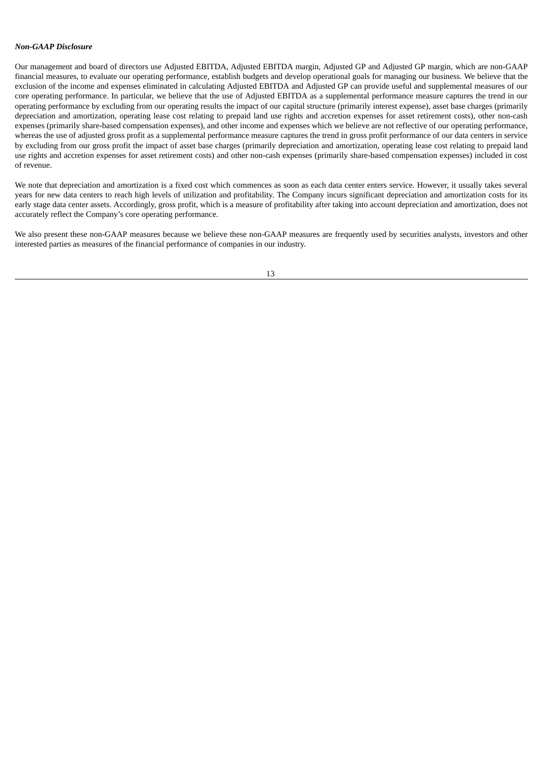***Non-GAAP Disclosure***

Our management and board of directors use Adjusted EBITDA, Adjusted EBITDA margin, Adjusted GP and Adjusted GP margin, which are non-GAAP financial measures, to evaluate our operating performance, establish budgets and develop operational goals for managing our business. We believe that the exclusion of the income and expenses eliminated in calculating Adjusted EBITDA and Adjusted GP can provide useful and supplemental measures of our core operating performance. In particular, we believe that the use of Adjusted EBITDA as a supplemental performance measure captures the trend in our operating performance by excluding from our operating results the impact of our capital structure (primarily interest expense), asset base charges (primarily depreciation and amortization, operating lease cost relating to prepaid land use rights and accretion expenses for asset retirement costs), other non-cash expenses (primarily share-based compensation expenses), and other income and expenses which we believe are not reflective of our operating performance, whereas the use of adjusted gross profit as a supplemental performance measure captures the trend in gross profit performance of our data centers in service by excluding from our gross profit the impact of asset base charges (primarily depreciation and amortization, operating lease cost relating to prepaid land use rights and accretion expenses for asset retirement costs) and other non-cash expenses (primarily share-based compensation expenses) included in cost of revenue.

We note that depreciation and amortization is a fixed cost which commences as soon as each data center enters service. However, it usually takes several years for new data centers to reach high levels of utilization and profitability. The Company incurs significant depreciation and amortization costs for its early stage data center assets. Accordingly, gross profit, which is a measure of profitability after taking into account depreciation and amortization, does not accurately reflect the Company's core operating performance.

We also present these non-GAAP measures because we believe these non-GAAP measures are frequently used by securities analysts, investors and other interested parties as measures of the financial performance of companies in our industry.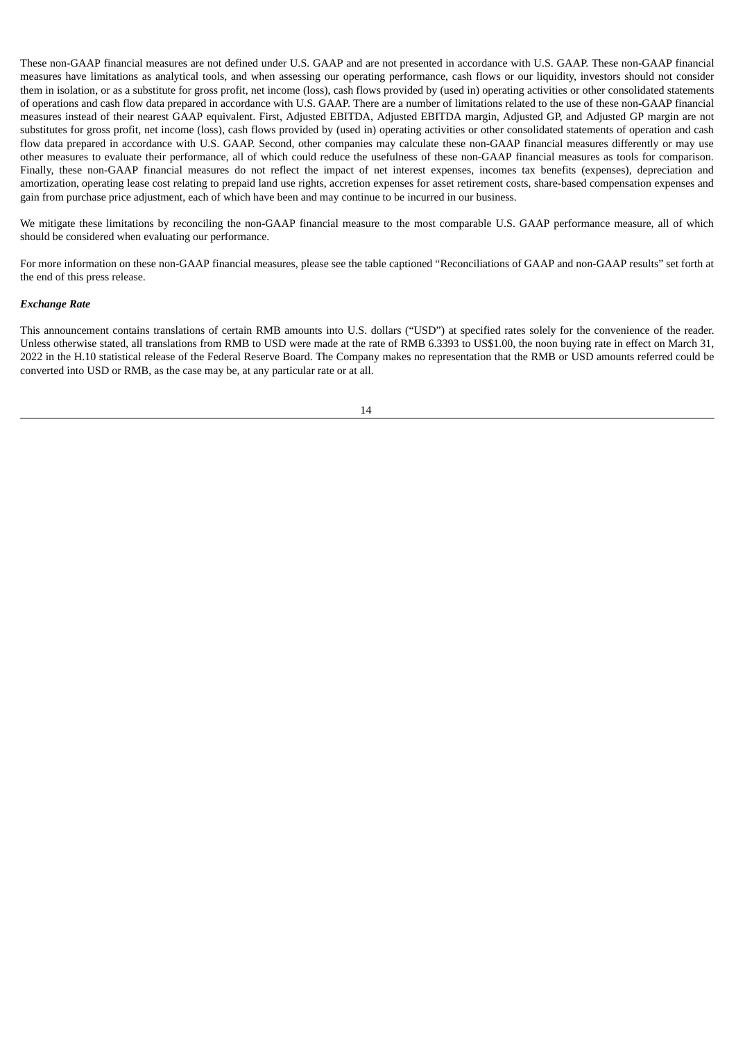These non-GAAP financial measures are not defined under U.S. GAAP and are not presented in accordance with U.S. GAAP. These non-GAAP financial measures have limitations as analytical tools, and when assessing our operating performance, cash flows or our liquidity, investors should not consider them in isolation, or as a substitute for gross profit, net income (loss), cash flows provided by (used in) operating activities or other consolidated statements of operations and cash flow data prepared in accordance with U.S. GAAP. There are a number of limitations related to the use of these non-GAAP financial measures instead of their nearest GAAP equivalent. First, Adjusted EBITDA, Adjusted EBITDA margin, Adjusted GP, and Adjusted GP margin are not substitutes for gross profit, net income (loss), cash flows provided by (used in) operating activities or other consolidated statements of operation and cash flow data prepared in accordance with U.S. GAAP. Second, other companies may calculate these non-GAAP financial measures differently or may use other measures to evaluate their performance, all of which could reduce the usefulness of these non-GAAP financial measures as tools for comparison. Finally, these non-GAAP financial measures do not reflect the impact of net interest expenses, incomes tax benefits (expenses), depreciation and amortization, operating lease cost relating to prepaid land use rights, accretion expenses for asset retirement costs, share-based compensation expenses and gain from purchase price adjustment, each of which have been and may continue to be incurred in our business.

We mitigate these limitations by reconciling the non-GAAP financial measure to the most comparable U.S. GAAP performance measure, all of which should be considered when evaluating our performance.

For more information on these non-GAAP financial measures, please see the table captioned "Reconciliations of GAAP and non-GAAP results" set forth at the end of this press release.

***Exchange Rate***

This announcement contains translations of certain RMB amounts into U.S. dollars ("USD") at specified rates solely for the convenience of the reader. Unless otherwise stated, all translations from RMB to USD were made at the rate of RMB 6.3393 to US$1.00, the noon buying rate in effect on March 31, 2022 in the H.10 statistical release of the Federal Reserve Board. The Company makes no representation that the RMB or USD amounts referred could be converted into USD or RMB, as the case may be, at any particular rate or at all.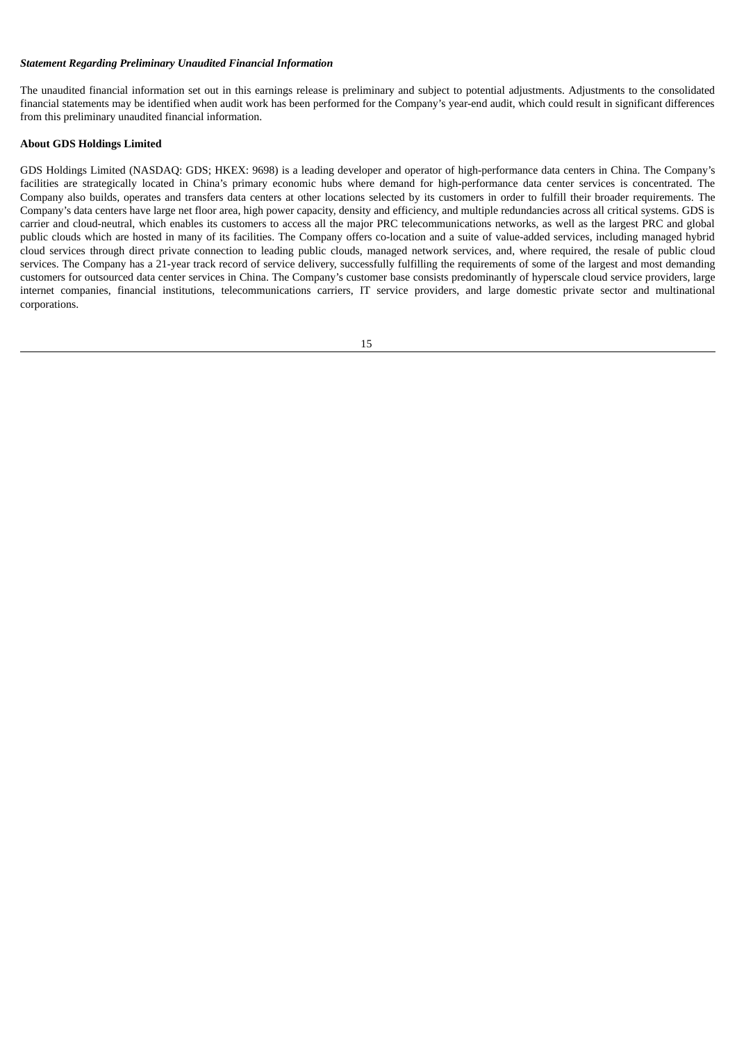***Statement Regarding Preliminary Unaudited Financial Information***

The unaudited financial information set out in this earnings release is preliminary and subject to potential adjustments. Adjustments to the consolidated financial statements may be identified when audit work has been performed for the Company's year-end audit, which could result in significant differences from this preliminary unaudited financial information.

**About GDS Holdings Limited**

GDS Holdings Limited (NASDAQ: GDS; HKEX: 9698) is a leading developer and operator of high-performance data centers in China. The Company's facilities are strategically located in China's primary economic hubs where demand for high-performance data center services is concentrated. The Company also builds, operates and transfers data centers at other locations selected by its customers in order to fulfill their broader requirements. The Company's data centers have large net floor area, high power capacity, density and efficiency, and multiple redundancies across all critical systems. GDS is carrier and cloud-neutral, which enables its customers to access all the major PRC telecommunications networks, as well as the largest PRC and global public clouds which are hosted in many of its facilities. The Company offers co-location and a suite of value-added services, including managed hybrid cloud services through direct private connection to leading public clouds, managed network services, and, where required, the resale of public cloud services. The Company has a 21-year track record of service delivery, successfully fulfilling the requirements of some of the largest and most demanding customers for outsourced data center services in China. The Company's customer base consists predominantly of hyperscale cloud service providers, large internet companies, financial institutions, telecommunications carriers, IT service providers, and large domestic private sector and multinational corporations.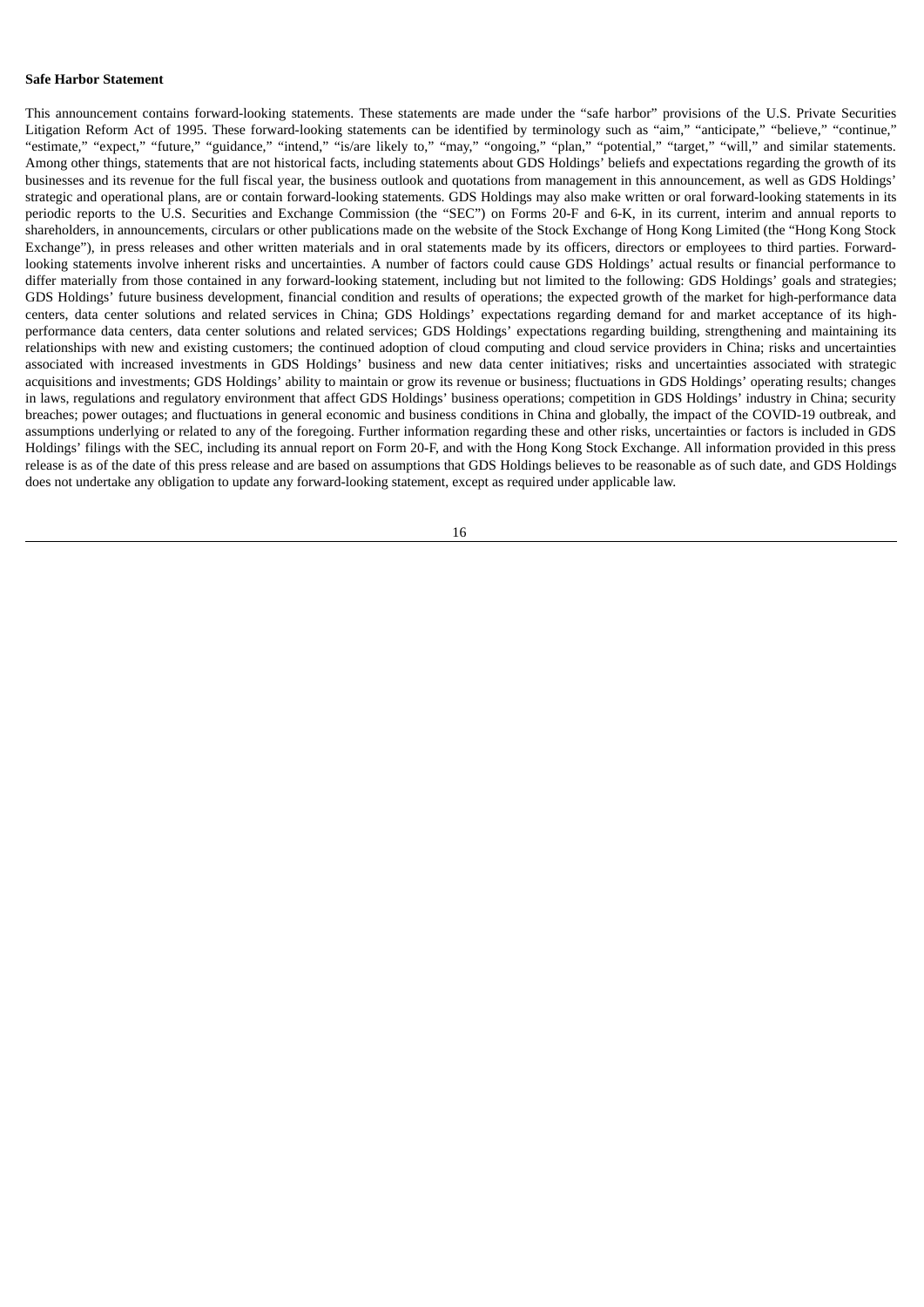**Safe Harbor Statement**

This announcement contains forward-looking statements. These statements are made under the "safe harbor" provisions of the U.S. Private Securities Litigation Reform Act of 1995. These forward-looking statements can be identified by terminology such as "aim," "anticipate," "believe," "continue," "estimate," "expect," "future," "guidance," "intend," "is/are likely to," "may," "ongoing," "plan," "potential," "target," "will," and similar statements. Among other things, statements that are not historical facts, including statements about GDS Holdings' beliefs and expectations regarding the growth of its businesses and its revenue for the full fiscal year, the business outlook and quotations from management in this announcement, as well as GDS Holdings' strategic and operational plans, are or contain forward-looking statements. GDS Holdings may also make written or oral forward-looking statements in its periodic reports to the U.S. Securities and Exchange Commission (the "SEC") on Forms 20-F and 6-K, in its current, interim and annual reports to shareholders, in announcements, circulars or other publications made on the website of the Stock Exchange of Hong Kong Limited (the "Hong Kong Stock Exchange"), in press releases and other written materials and in oral statements made by its officers, directors or employees to third parties. Forward-looking statements involve inherent risks and uncertainties. A number of factors could cause GDS Holdings' actual results or financial performance to differ materially from those contained in any forward-looking statement, including but not limited to the following: GDS Holdings' goals and strategies; GDS Holdings' future business development, financial condition and results of operations; the expected growth of the market for high-performance data centers, data center solutions and related services in China; GDS Holdings' expectations regarding demand for and market acceptance of its high-performance data centers, data center solutions and related services; GDS Holdings' expectations regarding building, strengthening and maintaining its relationships with new and existing customers; the continued adoption of cloud computing and cloud service providers in China; risks and uncertainties associated with increased investments in GDS Holdings' business and new data center initiatives; risks and uncertainties associated with strategic acquisitions and investments; GDS Holdings' ability to maintain or grow its revenue or business; fluctuations in GDS Holdings' operating results; changes in laws, regulations and regulatory environment that affect GDS Holdings' business operations; competition in GDS Holdings' industry in China; security breaches; power outages; and fluctuations in general economic and business conditions in China and globally, the impact of the COVID-19 outbreak, and assumptions underlying or related to any of the foregoing. Further information regarding these and other risks, uncertainties or factors is included in GDS Holdings' filings with the SEC, including its annual report on Form 20-F, and with the Hong Kong Stock Exchange. All information provided in this press release is as of the date of this press release and are based on assumptions that GDS Holdings believes to be reasonable as of such date, and GDS Holdings does not undertake any obligation to update any forward-looking statement, except as required under applicable law.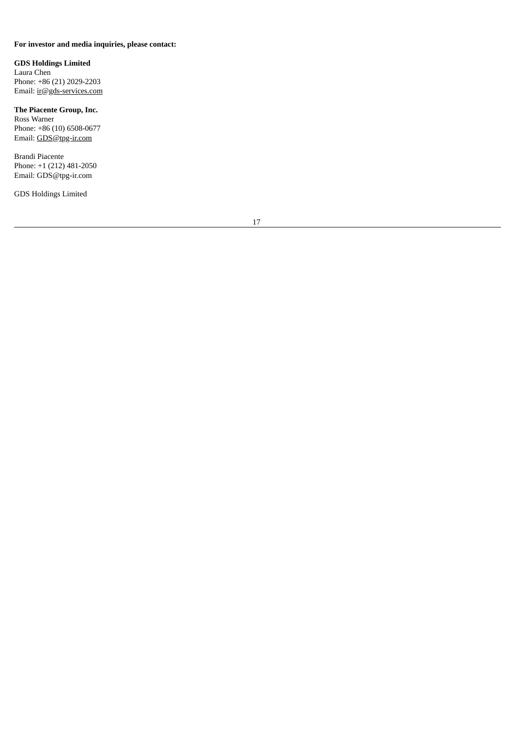**For investor and media inquiries, please contact:**

**GDS Holdings Limited**
Laura Chen
Phone: +86 (21) 2029-2203
Email: ir@gds-services.com

**The Piacente Group, Inc.**
Ross Warner
Phone: +86 (10) 6508-0677
Email: GDS@tpg-ir.com

Brandi Piacente
Phone: +1 (212) 481-2050
Email: GDS@tpg-ir.com

GDS Holdings Limited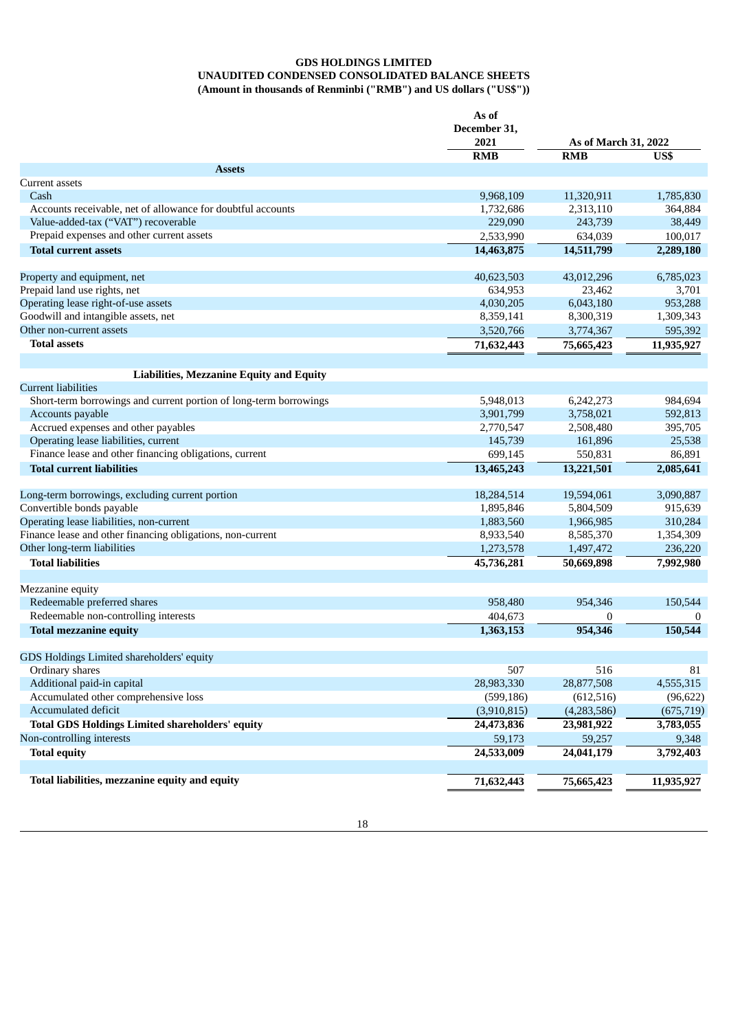**GDS HOLDINGS LIMITED**
**UNAUDITED CONDENSED CONSOLIDATED BALANCE SHEETS**
**(Amount in thousands of Renminbi ("RMB") and US dollars ("US$"))**

| | As of December 31, 2021 | As of March 31, 2022 | |
|---|---|---|---|
| | RMB | RMB | US$ |
| **Assets** | | | |
| Current assets | | | |
| Cash | 9,968,109 | 11,320,911 | 1,785,830 |
| Accounts receivable, net of allowance for doubtful accounts | 1,732,686 | 2,313,110 | 364,884 |
| Value-added-tax ("VAT") recoverable | 229,090 | 243,739 | 38,449 |
| Prepaid expenses and other current assets | 2,533,990 | 634,039 | 100,017 |
| **Total current assets** | **14,463,875** | **14,511,799** | **2,289,180** |
| | | | |
| Property and equipment, net | 40,623,503 | 43,012,296 | 6,785,023 |
| Prepaid land use rights, net | 634,953 | 23,462 | 3,701 |
| Operating lease right-of-use assets | 4,030,205 | 6,043,180 | 953,288 |
| Goodwill and intangible assets, net | 8,359,141 | 8,300,319 | 1,309,343 |
| Other non-current assets | 3,520,766 | 3,774,367 | 595,392 |
| **Total assets** | **71,632,443** | **75,665,423** | **11,935,927** |
| | | | |
| **Liabilities, Mezzanine Equity and Equity** | | | |
| Current liabilities | | | |
| Short-term borrowings and current portion of long-term borrowings | 5,948,013 | 6,242,273 | 984,694 |
| Accounts payable | 3,901,799 | 3,758,021 | 592,813 |
| Accrued expenses and other payables | 2,770,547 | 2,508,480 | 395,705 |
| Operating lease liabilities, current | 145,739 | 161,896 | 25,538 |
| Finance lease and other financing obligations, current | 699,145 | 550,831 | 86,891 |
| **Total current liabilities** | **13,465,243** | **13,221,501** | **2,085,641** |
| | | | |
| Long-term borrowings, excluding current portion | 18,284,514 | 19,594,061 | 3,090,887 |
| Convertible bonds payable | 1,895,846 | 5,804,509 | 915,639 |
| Operating lease liabilities, non-current | 1,883,560 | 1,966,985 | 310,284 |
| Finance lease and other financing obligations, non-current | 8,933,540 | 8,585,370 | 1,354,309 |
| Other long-term liabilities | 1,273,578 | 1,497,472 | 236,220 |
| **Total liabilities** | **45,736,281** | **50,669,898** | **7,992,980** |
| | | | |
| Mezzanine equity | | | |
| Redeemable preferred shares | 958,480 | 954,346 | 150,544 |
| Redeemable non-controlling interests | 404,673 | 0 | 0 |
| **Total mezzanine equity** | **1,363,153** | **954,346** | **150,544** |
| | | | |
| GDS Holdings Limited shareholders' equity | | | |
| Ordinary shares | 507 | 516 | 81 |
| Additional paid-in capital | 28,983,330 | 28,877,508 | 4,555,315 |
| Accumulated other comprehensive loss | (599,186) | (612,516) | (96,622) |
| Accumulated deficit | (3,910,815) | (4,283,586) | (675,719) |
| **Total GDS Holdings Limited shareholders' equity** | **24,473,836** | **23,981,922** | **3,783,055** |
| Non-controlling interests | 59,173 | 59,257 | 9,348 |
| **Total equity** | **24,533,009** | **24,041,179** | **3,792,403** |
| | | | |
| **Total liabilities, mezzanine equity and equity** | **71,632,443** | **75,665,423** | **11,935,927** |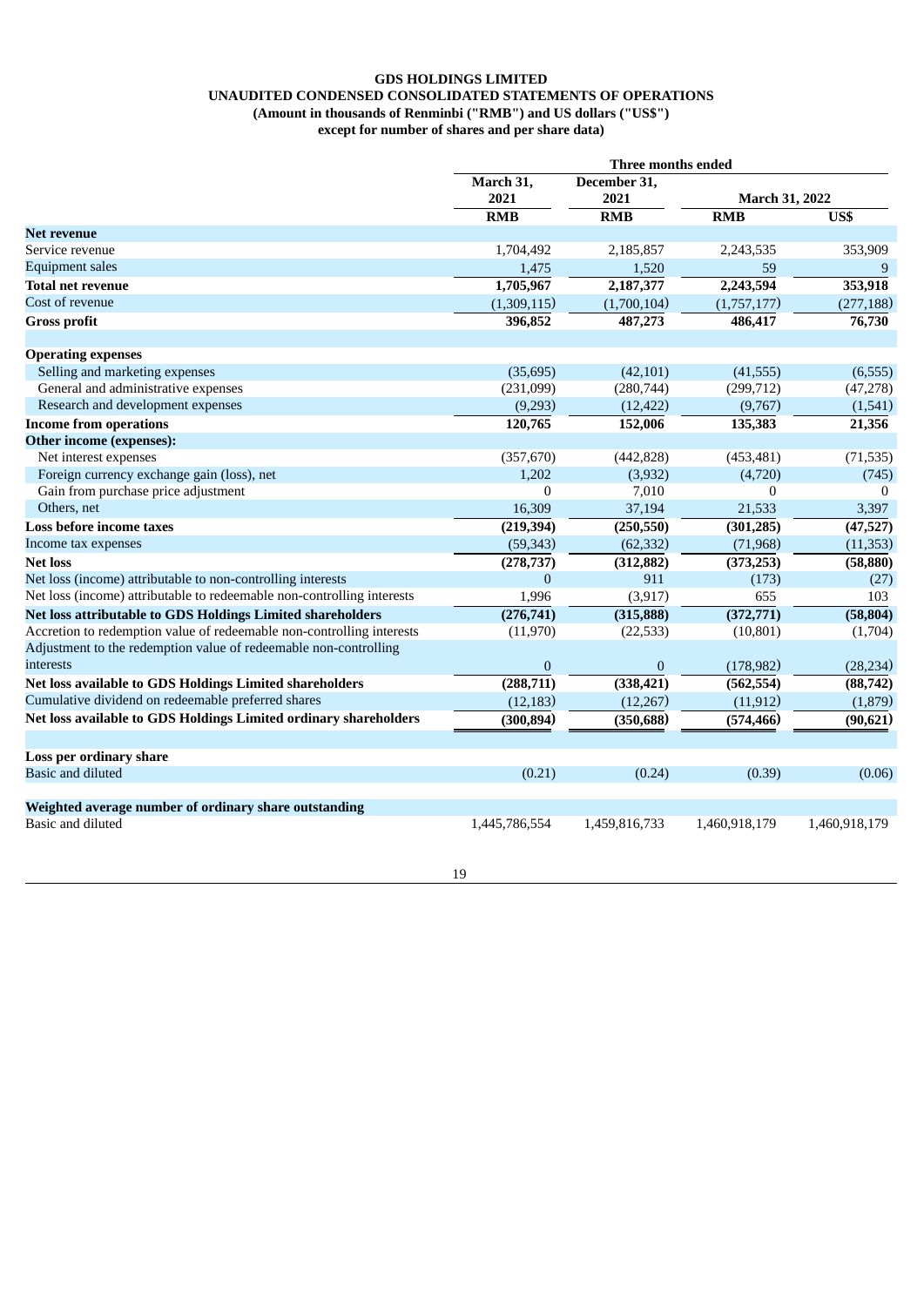**GDS HOLDINGS LIMITED**
**UNAUDITED CONDENSED CONSOLIDATED STATEMENTS OF OPERATIONS**
**(Amount in thousands of Renminbi ("RMB") and US dollars ("US$")**
**except for number of shares and per share data)**

| | Three months ended | | | |
|---|---|---|---|---|
| | March 31, 2021 | December 31, 2021 | March 31, 2022 | |
| | RMB | RMB | RMB | US$ |
| **Net revenue** | | | | |
| Service revenue | 1,704,492 | 2,185,857 | 2,243,535 | 353,909 |
| Equipment sales | 1,475 | 1,520 | 59 | 9 |
| **Total net revenue** | **1,705,967** | **2,187,377** | **2,243,594** | **353,918** |
| Cost of revenue | (1,309,115) | (1,700,104) | (1,757,177) | (277,188) |
| **Gross profit** | **396,852** | **487,273** | **486,417** | **76,730** |
| | | | | |
| **Operating expenses** | | | | |
| Selling and marketing expenses | (35,695) | (42,101) | (41,555) | (6,555) |
| General and administrative expenses | (231,099) | (280,744) | (299,712) | (47,278) |
| Research and development expenses | (9,293) | (12,422) | (9,767) | (1,541) |
| **Income from operations** | **120,765** | **152,006** | **135,383** | **21,356** |
| **Other income (expenses):** | | | | |
| Net interest expenses | (357,670) | (442,828) | (453,481) | (71,535) |
| Foreign currency exchange gain (loss), net | 1,202 | (3,932) | (4,720) | (745) |
| Gain from purchase price adjustment | 0 | 7,010 | 0 | 0 |
| Others, net | 16,309 | 37,194 | 21,533 | 3,397 |
| **Loss before income taxes** | **(219,394)** | **(250,550)** | **(301,285)** | **(47,527)** |
| Income tax expenses | (59,343) | (62,332) | (71,968) | (11,353) |
| **Net loss** | **(278,737)** | **(312,882)** | **(373,253)** | **(58,880)** |
| Net loss (income) attributable to non-controlling interests | 0 | 911 | (173) | (27) |
| Net loss (income) attributable to redeemable non-controlling interests | 1,996 | (3,917) | 655 | 103 |
| **Net loss attributable to GDS Holdings Limited shareholders** | **(276,741)** | **(315,888)** | **(372,771)** | **(58,804)** |
| Accretion to redemption value of redeemable non-controlling interests | (11,970) | (22,533) | (10,801) | (1,704) |
| Adjustment to the redemption value of redeemable non-controlling interests | 0 | 0 | (178,982) | (28,234) |
| **Net loss available to GDS Holdings Limited shareholders** | **(288,711)** | **(338,421)** | **(562,554)** | **(88,742)** |
| Cumulative dividend on redeemable preferred shares | (12,183) | (12,267) | (11,912) | (1,879) |
| **Net loss available to GDS Holdings Limited ordinary shareholders** | **(300,894)** | **(350,688)** | **(574,466)** | **(90,621)** |
| | | | | |
| **Loss per ordinary share** | | | | |
| Basic and diluted | (0.21) | (0.24) | (0.39) | (0.06) |
| | | | | |
| **Weighted average number of ordinary share outstanding** | | | | |
| Basic and diluted | 1,445,786,554 | 1,459,816,733 | 1,460,918,179 | 1,460,918,179 |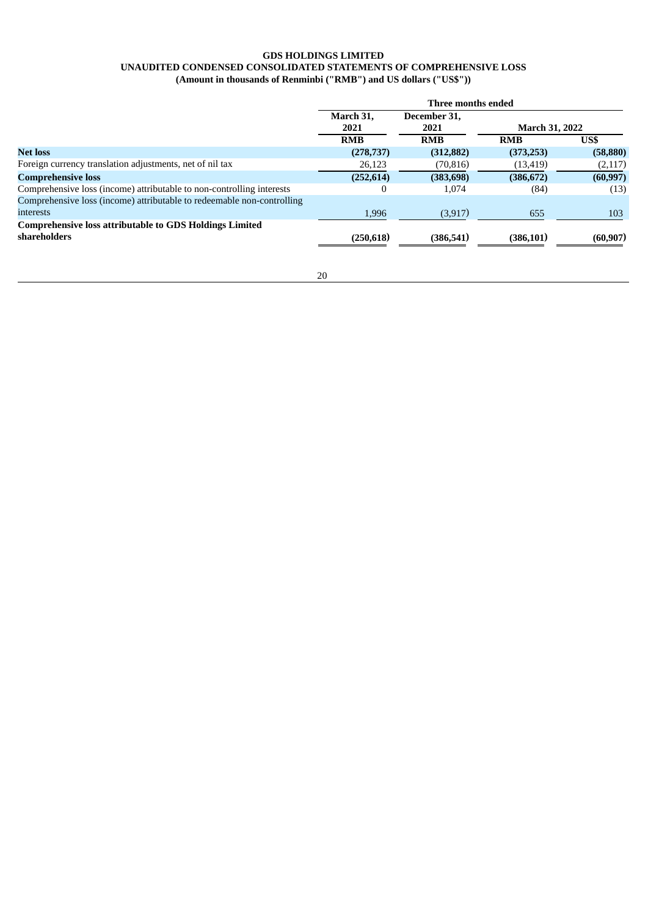**GDS HOLDINGS LIMITED**
**UNAUDITED CONDENSED CONSOLIDATED STATEMENTS OF COMPREHENSIVE LOSS**
**(Amount in thousands of Renminbi ("RMB") and US dollars ("US$"))**

| | Three months ended | | | |
|---|---|---|---|---|
| | March 31, 2021 | December 31, 2021 | March 31, 2022 | |
| | RMB | RMB | RMB | US$ |
| **Net loss** | **(278,737)** | **(312,882)** | **(373,253)** | **(58,880)** |
| Foreign currency translation adjustments, net of nil tax | 26,123 | (70,816) | (13,419) | (2,117) |
| **Comprehensive loss** | **(252,614)** | **(383,698)** | **(386,672)** | **(60,997)** |
| Comprehensive loss (income) attributable to non-controlling interests | 0 | 1,074 | (84) | (13) |
| Comprehensive loss (income) attributable to redeemable non-controlling interests | 1,996 | (3,917) | 655 | 103 |
| **Comprehensive loss attributable to GDS Holdings Limited shareholders** | **(250,618)** | **(386,541)** | **(386,101)** | **(60,907)** |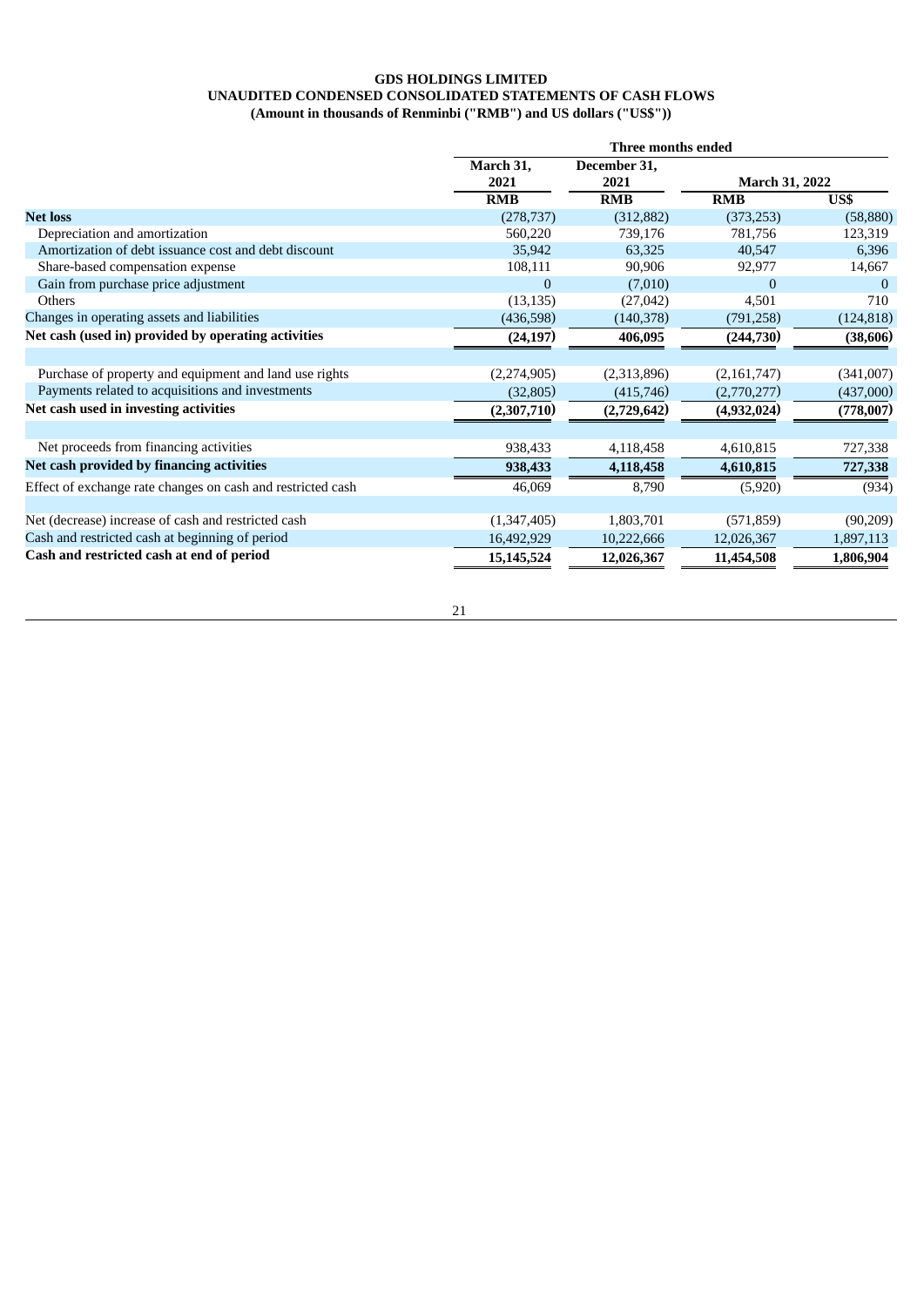**GDS HOLDINGS LIMITED**
**UNAUDITED CONDENSED CONSOLIDATED STATEMENTS OF CASH FLOWS**
**(Amount in thousands of Renminbi ("RMB") and US dollars ("US$"))**

| | Three months ended | | | |
|---|---|---|---|---|
| | March 31, 2021 | December 31, 2021 | March 31, 2022 | |
| | RMB | RMB | RMB | US$ |
| **Net loss** | (278,737) | (312,882) | (373,253) | (58,880) |
| Depreciation and amortization | 560,220 | 739,176 | 781,756 | 123,319 |
| Amortization of debt issuance cost and debt discount | 35,942 | 63,325 | 40,547 | 6,396 |
| Share-based compensation expense | 108,111 | 90,906 | 92,977 | 14,667 |
| Gain from purchase price adjustment | 0 | (7,010) | 0 | 0 |
| Others | (13,135) | (27,042) | 4,501 | 710 |
| Changes in operating assets and liabilities | (436,598) | (140,378) | (791,258) | (124,818) |
| **Net cash (used in) provided by operating activities** | **(24,197)** | **406,095** | **(244,730)** | **(38,606)** |
| | | | | |
| Purchase of property and equipment and land use rights | (2,274,905) | (2,313,896) | (2,161,747) | (341,007) |
| Payments related to acquisitions and investments | (32,805) | (415,746) | (2,770,277) | (437,000) |
| **Net cash used in investing activities** | **(2,307,710)** | **(2,729,642)** | **(4,932,024)** | **(778,007)** |
| | | | | |
| Net proceeds from financing activities | 938,433 | 4,118,458 | 4,610,815 | 727,338 |
| **Net cash provided by financing activities** | **938,433** | **4,118,458** | **4,610,815** | **727,338** |
| Effect of exchange rate changes on cash and restricted cash | 46,069 | 8,790 | (5,920) | (934) |
| | | | | |
| Net (decrease) increase of cash and restricted cash | (1,347,405) | 1,803,701 | (571,859) | (90,209) |
| Cash and restricted cash at beginning of period | 16,492,929 | 10,222,666 | 12,026,367 | 1,897,113 |
| **Cash and restricted cash at end of period** | **15,145,524** | **12,026,367** | **11,454,508** | **1,806,904** |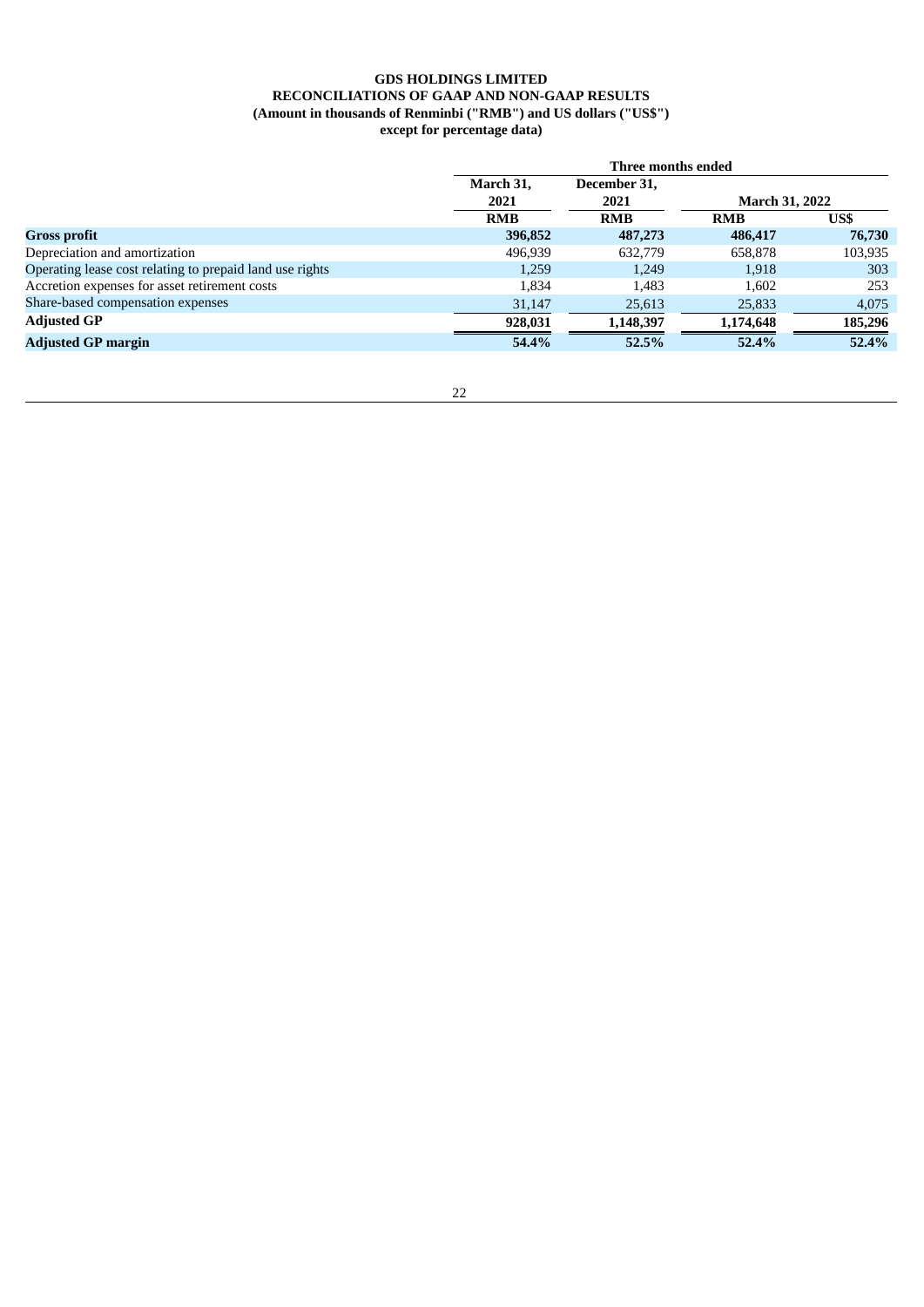**GDS HOLDINGS LIMITED**
**RECONCILIATIONS OF GAAP AND NON-GAAP RESULTS**
**(Amount in thousands of Renminbi ("RMB") and US dollars ("US$")**
**except for percentage data)**

| | Three months ended | | | |
|---|---|---|---|---|
| | March 31, 2021 | December 31, 2021 | March 31, 2022 | |
| | RMB | RMB | RMB | US$ |
| **Gross profit** | **396,852** | **487,273** | **486,417** | **76,730** |
| Depreciation and amortization | 496,939 | 632,779 | 658,878 | 103,935 |
| Operating lease cost relating to prepaid land use rights | 1,259 | 1,249 | 1,918 | 303 |
| Accretion expenses for asset retirement costs | 1,834 | 1,483 | 1,602 | 253 |
| Share-based compensation expenses | 31,147 | 25,613 | 25,833 | 4,075 |
| **Adjusted GP** | **928,031** | **1,148,397** | **1,174,648** | **185,296** |
| **Adjusted GP margin** | **54.4%** | **52.5%** | **52.4%** | **52.4%** |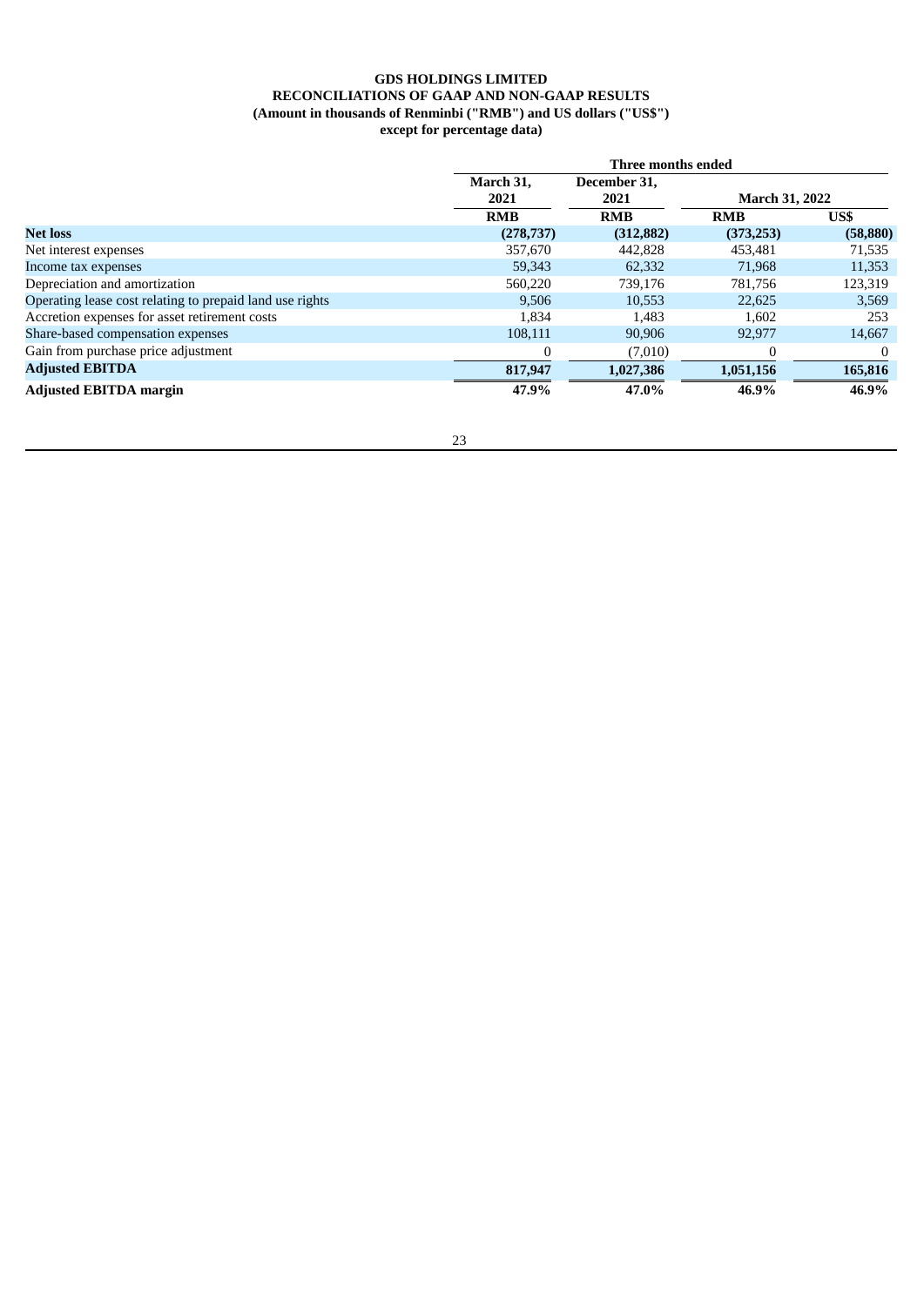**GDS HOLDINGS LIMITED**
**RECONCILIATIONS OF GAAP AND NON-GAAP RESULTS**
**(Amount in thousands of Renminbi ("RMB") and US dollars ("US$")**
**except for percentage data)**

| | Three months ended | | | |
|---|---|---|---|---|
| | March 31, 2021 | December 31, 2021 | March 31, 2022 | |
| | RMB | RMB | RMB | US$ |
| **Net loss** | **(278,737)** | **(312,882)** | **(373,253)** | **(58,880)** |
| Net interest expenses | 357,670 | 442,828 | 453,481 | 71,535 |
| Income tax expenses | 59,343 | 62,332 | 71,968 | 11,353 |
| Depreciation and amortization | 560,220 | 739,176 | 781,756 | 123,319 |
| Operating lease cost relating to prepaid land use rights | 9,506 | 10,553 | 22,625 | 3,569 |
| Accretion expenses for asset retirement costs | 1,834 | 1,483 | 1,602 | 253 |
| Share-based compensation expenses | 108,111 | 90,906 | 92,977 | 14,667 |
| Gain from purchase price adjustment | 0 | (7,010) | 0 | 0 |
| **Adjusted EBITDA** | **817,947** | **1,027,386** | **1,051,156** | **165,816** |
| **Adjusted EBITDA margin** | **47.9%** | **47.0%** | **46.9%** | **46.9%** |